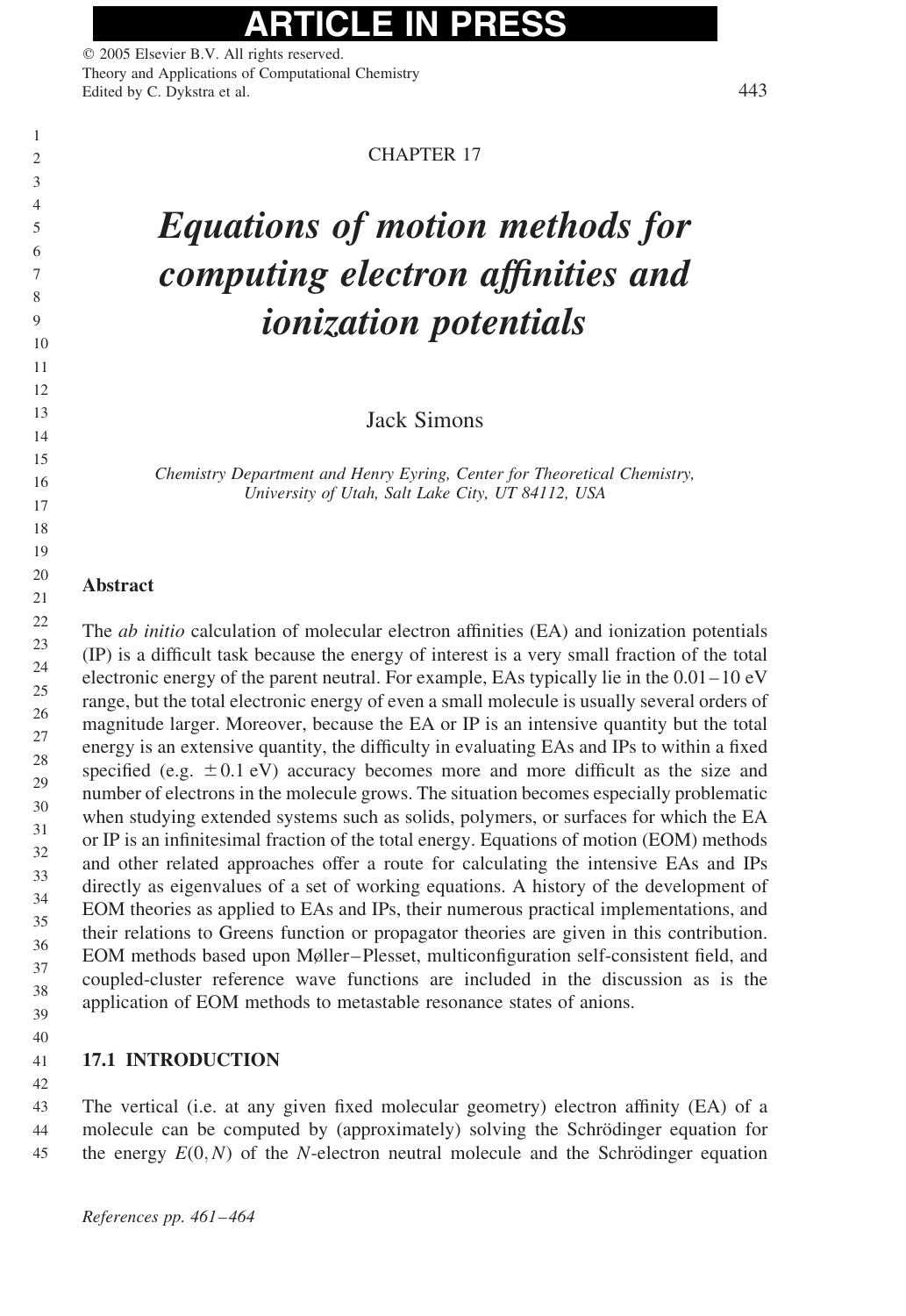CHAPTER 17

# Equations of motion methods for computing electron affinities and ionization potentials

Jack Simons

*Chemistry Department and Henry Eyring, Center for Theoretical Chemistry, University of Utah, Salt Lake City, UT 84112, USA*

## Abstract

The *ab initio* calculation of molecular electron affinities (EA) and ionization potentials (IP) is a difficult task because the energy of interest is a very small fraction of the total electronic energy of the parent neutral. For example, EAs typically lie in the 0.01–10 eV range, but the total electronic energy of even a small molecule is usually several orders of magnitude larger. Moreover, because the EA or IP is an intensive quantity but the total energy is an extensive quantity, the difficulty in evaluating EAs and IPs to within a fixed specified (e.g. $\pm 0.1$ eV) accuracy becomes more and more difficult as the size and number of electrons in the molecule grows. The situation becomes especially problematic when studying extended systems such as solids, polymers, or surfaces for which the EA or IP is an infinitesimal fraction of the total energy. Equations of motion (EOM) methods and other related approaches offer a route for calculating the intensive EAs and IPs directly as eigenvalues of a set of working equations. A history of the development of EOM theories as applied to EAs and IPs, their numerous practical implementations, and their relations to Greens function or propagator theories are given in this contribution. EOM methods based upon Møller–Plesset, multiconfiguration self-consistent field, and coupled-cluster reference wave functions are included in the discussion as is the application of EOM methods to metastable resonance states of anions.

## 17.1 INTRODUCTION

The vertical (i.e. at any given fixed molecular geometry) electron affinity (EA) of a molecule can be computed by (approximately) solving the Schrödinger equation for the energy $E(0,N)$ of the $N$-electron neutral molecule and the Schrödinger equation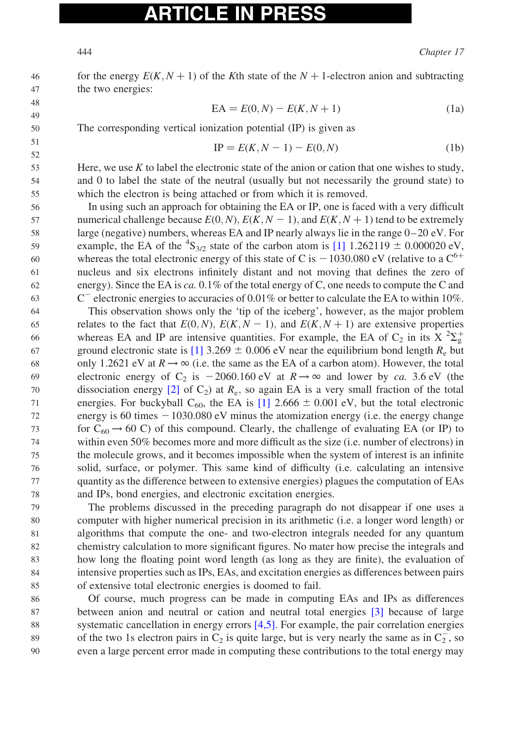for the energy $E(K, N+1)$ of the $K$th state of the $N+1$-electron anion and subtracting the two energies:

$$\mathrm{EA} = E(0, N) - E(K, N+1) \tag{1a}$$

The corresponding vertical ionization potential (IP) is given as

$$\mathrm{IP} = E(K, N-1) - E(0, N) \tag{1b}$$

Here, we use $K$ to label the electronic state of the anion or cation that one wishes to study, and 0 to label the state of the neutral (usually but not necessarily the ground state) to which the electron is being attached or from which it is removed.

In using such an approach for obtaining the EA or IP, one is faced with a very difficult numerical challenge because $E(0, N)$, $E(K, N-1)$, and $E(K, N+1)$ tend to be extremely large (negative) numbers, whereas EA and IP nearly always lie in the range 0–20 eV. For example, the EA of the $^4S_{3/2}$ state of the carbon atom is [1] 1.262119 ± 0.000020 eV, whereas the total electronic energy of this state of C is −1030.080 eV (relative to a $C^{6+}$ nucleus and six electrons infinitely distant and not moving that defines the zero of energy). Since the EA is *ca.* 0.1% of the total energy of C, one needs to compute the C and $C^-$ electronic energies to accuracies of 0.01% or better to calculate the EA to within 10%.

This observation shows only the 'tip of the iceberg', however, as the major problem relates to the fact that $E(0, N)$, $E(K, N-1)$, and $E(K, N+1)$ are extensive properties whereas EA and IP are intensive quantities. For example, the EA of $C_2$ in its X $^2\Sigma_g^+$ ground electronic state is [1] 3.269 ± 0.006 eV near the equilibrium bond length $R_e$ but only 1.2621 eV at $R \to \infty$ (i.e. the same as the EA of a carbon atom). However, the total electronic energy of $C_2$ is −2060.160 eV at $R \to \infty$ and lower by *ca.* 3.6 eV (the dissociation energy [2] of $C_2$) at $R_e$, so again EA is a very small fraction of the total energies. For buckyball $C_{60}$, the EA is [1] 2.666 ± 0.001 eV, but the total electronic energy is 60 times −1030.080 eV minus the atomization energy (i.e. the energy change for $C_{60} \to 60$ C) of this compound. Clearly, the challenge of evaluating EA (or IP) to within even 50% becomes more and more difficult as the size (i.e. number of electrons) in the molecule grows, and it becomes impossible when the system of interest is an infinite solid, surface, or polymer. This same kind of difficulty (i.e. calculating an intensive quantity as the difference between to extensive energies) plagues the computation of EAs and IPs, bond energies, and electronic excitation energies.

The problems discussed in the preceding paragraph do not disappear if one uses a computer with higher numerical precision in its arithmetic (i.e. a longer word length) or algorithms that compute the one- and two-electron integrals needed for any quantum chemistry calculation to more significant figures. No mater how precise the integrals and how long the floating point word length (as long as they are finite), the evaluation of intensive properties such as IPs, EAs, and excitation energies as differences between pairs of extensive total electronic energies is doomed to fail.

Of course, much progress can be made in computing EAs and IPs as differences between anion and neutral or cation and neutral total energies [3] because of large systematic cancellation in energy errors [4,5]. For example, the pair correlation energies of the two 1s electron pairs in $C_2$ is quite large, but is very nearly the same as in $C_2^-$, so even a large percent error made in computing these contributions to the total energy may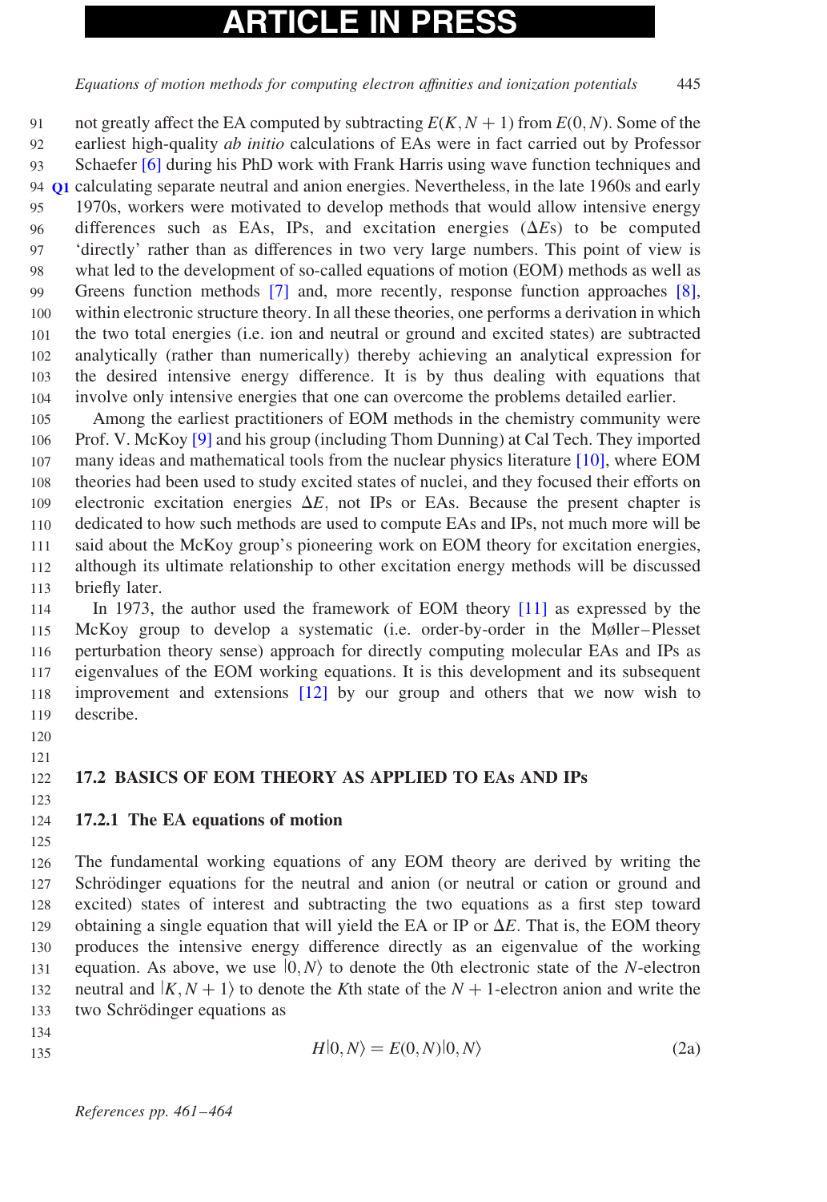not greatly affect the EA computed by subtracting $E(K, N+1)$ from $E(0, N)$. Some of the earliest high-quality *ab initio* calculations of EAs were in fact carried out by Professor Schaefer [6] during his PhD work with Frank Harris using wave function techniques and calculating separate neutral and anion energies. Nevertheless, in the late 1960s and early 1970s, workers were motivated to develop methods that would allow intensive energy differences such as EAs, IPs, and excitation energies ($\Delta E$s) to be computed 'directly' rather than as differences in two very large numbers. This point of view is what led to the development of so-called equations of motion (EOM) methods as well as Greens function methods [7] and, more recently, response function approaches [8], within electronic structure theory. In all these theories, one performs a derivation in which the two total energies (i.e. ion and neutral or ground and excited states) are subtracted analytically (rather than numerically) thereby achieving an analytical expression for the desired intensive energy difference. It is by thus dealing with equations that involve only intensive energies that one can overcome the problems detailed earlier.

Among the earliest practitioners of EOM methods in the chemistry community were Prof. V. McKoy [9] and his group (including Thom Dunning) at Cal Tech. They imported many ideas and mathematical tools from the nuclear physics literature [10], where EOM theories had been used to study excited states of nuclei, and they focused their efforts on electronic excitation energies $\Delta E$, not IPs or EAs. Because the present chapter is dedicated to how such methods are used to compute EAs and IPs, not much more will be said about the McKoy group's pioneering work on EOM theory for excitation energies, although its ultimate relationship to other excitation energy methods will be discussed briefly later.

In 1973, the author used the framework of EOM theory [11] as expressed by the McKoy group to develop a systematic (i.e. order-by-order in the Møller–Plesset perturbation theory sense) approach for directly computing molecular EAs and IPs as eigenvalues of the EOM working equations. It is this development and its subsequent improvement and extensions [12] by our group and others that we now wish to describe.

## 17.2 BASICS OF EOM THEORY AS APPLIED TO EAs AND IPs

### 17.2.1 The EA equations of motion

The fundamental working equations of any EOM theory are derived by writing the Schrödinger equations for the neutral and anion (or neutral or cation or ground and excited) states of interest and subtracting the two equations as a first step toward obtaining a single equation that will yield the EA or IP or $\Delta E$. That is, the EOM theory produces the intensive energy difference directly as an eigenvalue of the working equation. As above, we use $|0, N\rangle$ to denote the 0th electronic state of the $N$-electron neutral and $|K, N+1\rangle$ to denote the $K$th state of the $N+1$-electron anion and write the two Schrödinger equations as

$$H|0, N\rangle = E(0, N)|0, N\rangle \tag{2a}$$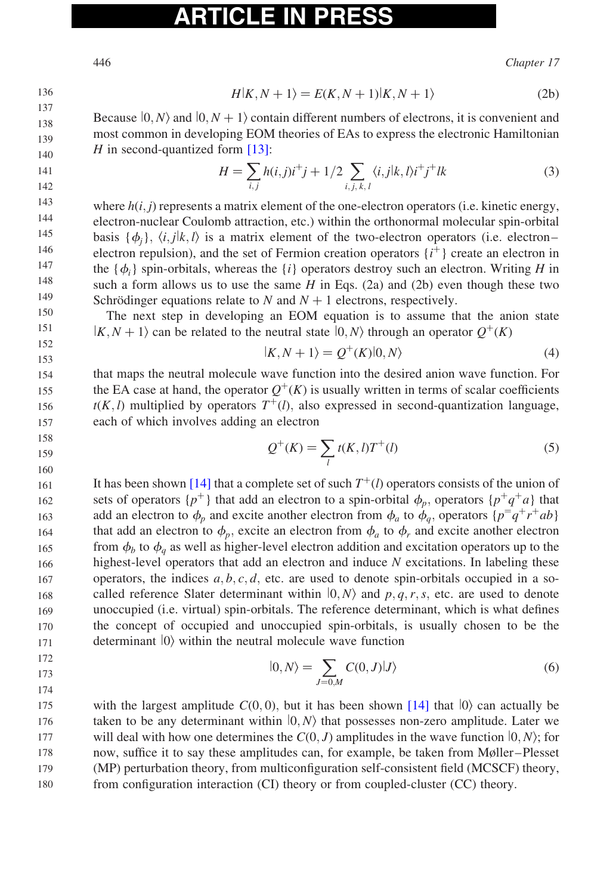$$H|K, N+1\rangle = E(K, N+1)|K, N+1\rangle \tag{2b}$$

Because $|0, N\rangle$ and $|0, N+1\rangle$ contain different numbers of electrons, it is convenient and most common in developing EOM theories of EAs to express the electronic Hamiltonian $H$ in second-quantized form [13]:

$$H = \sum_{i,j} h(i,j) i^+ j + 1/2 \sum_{i,j,k,l} \langle i,j|k,l\rangle i^+ j^+ lk \tag{3}$$

where $h(i,j)$ represents a matrix element of the one-electron operators (i.e. kinetic energy, electron-nuclear Coulomb attraction, etc.) within the orthonormal molecular spin-orbital basis $\{\phi_j\}$, $\langle i,j|k,l\rangle$ is a matrix element of the two-electron operators (i.e. electron–electron repulsion), and the set of Fermion creation operators $\{i^+\}$ create an electron in the $\{\phi_i\}$ spin-orbitals, whereas the $\{i\}$ operators destroy such an electron. Writing $H$ in such a form allows us to use the same $H$ in Eqs. (2a) and (2b) even though these two Schrödinger equations relate to $N$ and $N+1$ electrons, respectively.

The next step in developing an EOM equation is to assume that the anion state $|K, N+1\rangle$ can be related to the neutral state $|0, N\rangle$ through an operator $Q^+(K)$

$$|K, N+1\rangle = Q^+(K)|0, N\rangle \tag{4}$$

that maps the neutral molecule wave function into the desired anion wave function. For the EA case at hand, the operator $Q^+(K)$ is usually written in terms of scalar coefficients $t(K, l)$ multiplied by operators $T^+(l)$, also expressed in second-quantization language, each of which involves adding an electron

$$Q^+(K) = \sum_l t(K, l) T^+(l) \tag{5}$$

It has been shown [14] that a complete set of such $T^+(l)$ operators consists of the union of sets of operators $\{p^+\}$ that add an electron to a spin-orbital $\phi_p$, operators $\{p^+ q^+ a\}$ that add an electron to $\phi_p$ and excite another electron from $\phi_a$ to $\phi_q$, operators $\{p^+ q^+ r^+ ab\}$ that add an electron to $\phi_p$, excite an electron from $\phi_a$ to $\phi_r$ and excite another electron from $\phi_b$ to $\phi_q$ as well as higher-level electron addition and excitation operators up to the highest-level operators that add an electron and induce $N$ excitations. In labeling these operators, the indices $a, b, c, d$, etc. are used to denote spin-orbitals occupied in a so-called reference Slater determinant within $|0, N\rangle$ and $p, q, r, s$, etc. are used to denote unoccupied (i.e. virtual) spin-orbitals. The reference determinant, which is what defines the concept of occupied and unoccupied spin-orbitals, is usually chosen to be the determinant $|0\rangle$ within the neutral molecule wave function

$$|0, N\rangle = \sum_{J=0,M} C(0, J)|J\rangle \tag{6}$$

with the largest amplitude $C(0, 0)$, but it has been shown [14] that $|0\rangle$ can actually be taken to be any determinant within $|0, N\rangle$ that possesses non-zero amplitude. Later we will deal with how one determines the $C(0, J)$ amplitudes in the wave function $|0, N\rangle$; for now, suffice it to say these amplitudes can, for example, be taken from Møller–Plesset (MP) perturbation theory, from multiconfiguration self-consistent field (MCSCF) theory, from configuration interaction (CI) theory or from coupled-cluster (CC) theory.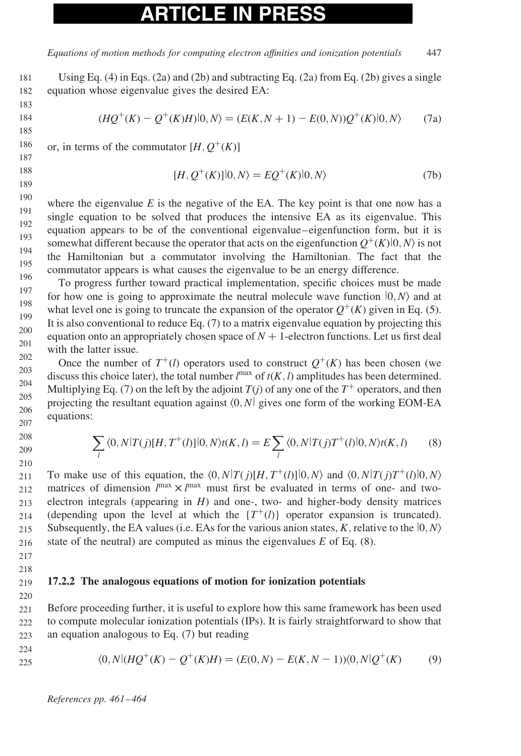Using Eq. (4) in Eqs. (2a) and (2b) and subtracting Eq. (2a) from Eq. (2b) gives a single equation whose eigenvalue gives the desired EA:

$$(HQ^+(K) - Q^+(K)H)|0, N\rangle = (E(K, N+1) - E(0, N))Q^+(K)|0, N\rangle \tag{7a}$$

or, in terms of the commutator $[H, Q^+(K)]$

$$[H, Q^+(K)]|0, N\rangle = EQ^+(K)|0, N\rangle \tag{7b}$$

where the eigenvalue $E$ is the negative of the EA. The key point is that one now has a single equation to be solved that produces the intensive EA as its eigenvalue. This equation appears to be of the conventional eigenvalue–eigenfunction form, but it is somewhat different because the operator that acts on the eigenfunction $Q^+(K)|0, N\rangle$ is not the Hamiltonian but a commutator involving the Hamiltonian. The fact that the commutator appears is what causes the eigenvalue to be an energy difference.

To progress further toward practical implementation, specific choices must be made for how one is going to approximate the neutral molecule wave function $|0, N\rangle$ and at what level one is going to truncate the expansion of the operator $Q^+(K)$ given in Eq. (5). It is also conventional to reduce Eq. (7) to a matrix eigenvalue equation by projecting this equation onto an appropriately chosen space of $N+1$-electron functions. Let us first deal with the latter issue.

Once the number of $T^+(l)$ operators used to construct $Q^+(K)$ has been chosen (we discuss this choice later), the total number $l^{\max}$ of $t(K, l)$ amplitudes has been determined. Multiplying Eq. (7) on the left by the adjoint $T(j)$ of any one of the $T^+$ operators, and then projecting the resultant equation against $\langle 0, N|$ gives one form of the working EOM-EA equations:

$$\sum_l \langle 0, N|T(j)[H, T^+(l)]|0, N\rangle t(K, l) = E \sum_l \langle 0, N|T(j)T^+(l)|0, N\rangle t(K, l) \tag{8}$$

To make use of this equation, the $\langle 0, N|T(j)[H, T^+(l)]|0, N\rangle$ and $\langle 0, N|T(j)T^+(l)|0, N\rangle$ matrices of dimension $l^{\max} \times l^{\max}$ must first be evaluated in terms of one- and two-electron integrals (appearing in $H$) and one-, two- and higher-body density matrices (depending upon the level at which the $\{T^+(l)\}$ operator expansion is truncated). Subsequently, the EA values (i.e. EAs for the various anion states, $K$, relative to the $|0, N\rangle$ state of the neutral) are computed as minus the eigenvalues $E$ of Eq. (8).

### 17.2.2 The analogous equations of motion for ionization potentials

Before proceeding further, it is useful to explore how this same framework has been used to compute molecular ionization potentials (IPs). It is fairly straightforward to show that an equation analogous to Eq. (7) but reading

$$\langle 0, N|(HQ^+(K) - Q^+(K)H) = (E(0, N) - E(K, N-1))\langle 0, N|Q^+(K) \tag{9}$$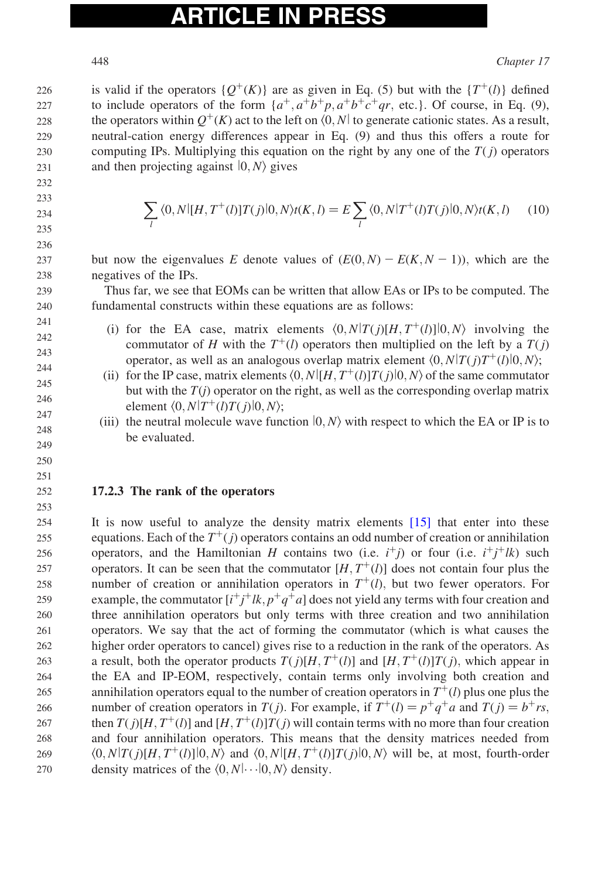is valid if the operators $\{Q^+(K)\}$ are as given in Eq. (5) but with the $\{T^+(l)\}$ defined to include operators of the form $\{a^+, a^+b^+p, a^+b^+c^+qr, \text{etc.}\}$. Of course, in Eq. (9), the operators within $Q^+(K)$ act to the left on $\langle 0, N|$ to generate cationic states. As a result, neutral-cation energy differences appear in Eq. (9) and thus this offers a route for computing IPs. Multiplying this equation on the right by any one of the $T(j)$ operators and then projecting against $|0, N\rangle$ gives

$$\sum_l \langle 0, N|[H, T^+(l)]T(j)|0, N\rangle t(K, l) = E \sum_l \langle 0, N|T^+(l)T(j)|0, N\rangle t(K, l) \quad (10)$$

but now the eigenvalues $E$ denote values of $(E(0, N) - E(K, N-1))$, which are the negatives of the IPs.

Thus far, we see that EOMs can be written that allow EAs or IPs to be computed. The fundamental constructs within these equations are as follows:

(i) for the EA case, matrix elements $\langle 0, N|T(j)[H, T^+(l)]|0, N\rangle$ involving the commutator of $H$ with the $T^+(l)$ operators then multiplied on the left by a $T(j)$ operator, as well as an analogous overlap matrix element $\langle 0, N|T(j)T^+(l)|0, N\rangle$;

(ii) for the IP case, matrix elements $\langle 0, N|[H, T^+(l)]T(j)|0, N\rangle$ of the same commutator but with the $T(j)$ operator on the right, as well as the corresponding overlap matrix element $\langle 0, N|T^+(l)T(j)|0, N\rangle$;

(iii) the neutral molecule wave function $|0, N\rangle$ with respect to which the EA or IP is to be evaluated.

### 17.2.3 The rank of the operators

It is now useful to analyze the density matrix elements [15] that enter into these equations. Each of the $T^+(j)$ operators contains an odd number of creation or annihilation operators, and the Hamiltonian $H$ contains two (i.e. $i^+j$) or four (i.e. $i^+j^+lk$) such operators. It can be seen that the commutator $[H, T^+(l)]$ does not contain four plus the number of creation or annihilation operators in $T^+(l)$, but two fewer operators. For example, the commutator $[i^+j^+lk, p^+q^+a]$ does not yield any terms with four creation and three annihilation operators but only terms with three creation and two annihilation operators. We say that the act of forming the commutator (which is what causes the higher order operators to cancel) gives rise to a reduction in the rank of the operators. As a result, both the operator products $T(j)[H, T^+(l)]$ and $[H, T^+(l)]T(j)$, which appear in the EA and IP-EOM, respectively, contain terms only involving both creation and annihilation operators equal to the number of creation operators in $T^+(l)$ plus one plus the number of creation operators in $T(j)$. For example, if $T^+(l) = p^+q^+a$ and $T(j) = b^+rs$, then $T(j)[H, T^+(l)]$ and $[H, T^+(l)]T(j)$ will contain terms with no more than four creation and four annihilation operators. This means that the density matrices needed from $\langle 0, N|T(j)[H, T^+(l)]|0, N\rangle$ and $\langle 0, N|[H, T^+(l)]T(j)|0, N\rangle$ will be, at most, fourth-order density matrices of the $\langle 0, N|\cdots|0, N\rangle$ density.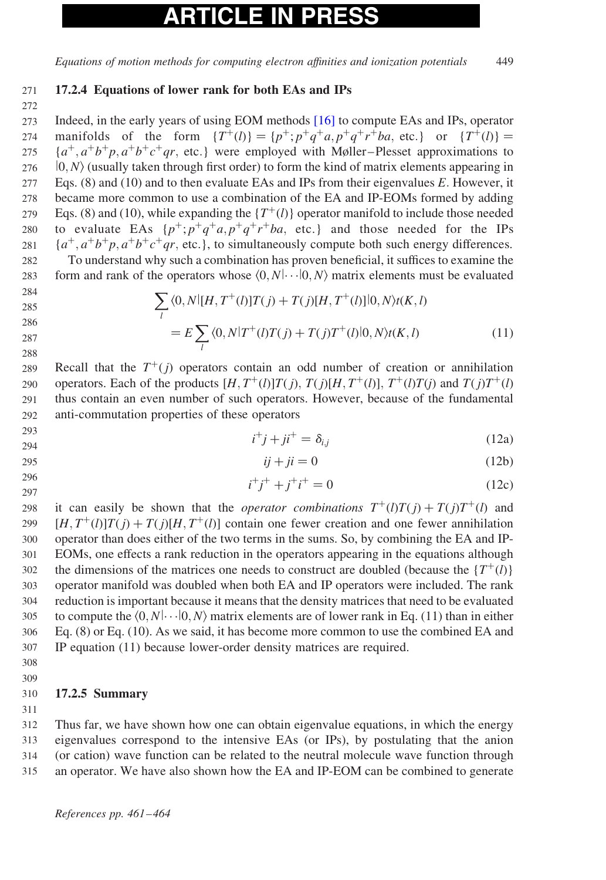### 17.2.4 Equations of lower rank for both EAs and IPs

Indeed, in the early years of using EOM methods [16] to compute EAs and IPs, operator manifolds of the form $\{T^+(l)\} = \{p^+; p^+q^+a, p^+q^+r^+ba, \text{etc.}\}$ or $\{T^+(l)\} = \{a^+, a^+b^+p, a^+b^+c^+qr, \text{etc.}\}$ were employed with Møller–Plesset approximations to $|0, N\rangle$ (usually taken through first order) to form the kind of matrix elements appearing in Eqs. (8) and (10) and to then evaluate EAs and IPs from their eigenvalues $E$. However, it became more common to use a combination of the EA and IP-EOMs formed by adding Eqs. (8) and (10), while expanding the $\{T^+(l)\}$ operator manifold to include those needed to evaluate EAs $\{p^+; p^+q^+a, p^+q^+r^+ba, \text{etc.}\}$ and those needed for the IPs $\{a^+, a^+b^+p, a^+b^+c^+qr, \text{etc.}\}$, to simultaneously compute both such energy differences.

To understand why such a combination has proven beneficial, it suffices to examine the form and rank of the operators whose $\langle 0, N|\cdots|0, N\rangle$ matrix elements must be evaluated

$$\sum_l \langle 0, N|[H, T^+(l)]T(j) + T(j)[H, T^+(l)]|0, N\rangle t(K, l)$$
$$= E \sum_l \langle 0, N|T^+(l)T(j) + T(j)T^+(l)|0, N\rangle t(K, l) \tag{11}$$

Recall that the $T^+(j)$ operators contain an odd number of creation or annihilation operators. Each of the products $[H, T^+(l)]T(j)$, $T(j)[H, T^+(l)]$, $T^+(l)T(j)$ and $T(j)T^+(l)$ thus contain an even number of such operators. However, because of the fundamental anti-commutation properties of these operators

$$i^+j + ji^+ = \delta_{i,j} \tag{12a}$$

$$ij + ji = 0 \tag{12b}$$

$$i^+j^+ + j^+i^+ = 0 \tag{12c}$$

it can easily be shown that the *operator combinations* $T^+(l)T(j) + T(j)T^+(l)$ and $[H, T^+(l)]T(j) + T(j)[H, T^+(l)]$ contain one fewer creation and one fewer annihilation operator than does either of the two terms in the sums. So, by combining the EA and IP-EOMs, one effects a rank reduction in the operators appearing in the equations although the dimensions of the matrices one needs to construct are doubled (because the $\{T^+(l)\}$ operator manifold was doubled when both EA and IP operators were included. The rank reduction is important because it means that the density matrices that need to be evaluated to compute the $\langle 0, N|\cdots|0, N\rangle$ matrix elements are of lower rank in Eq. (11) than in either Eq. (8) or Eq. (10). As we said, it has become more common to use the combined EA and IP equation (11) because lower-order density matrices are required.

### 17.2.5 Summary

Thus far, we have shown how one can obtain eigenvalue equations, in which the energy eigenvalues correspond to the intensive EAs (or IPs), by postulating that the anion (or cation) wave function can be related to the neutral molecule wave function through an operator. We have also shown how the EA and IP-EOM can be combined to generate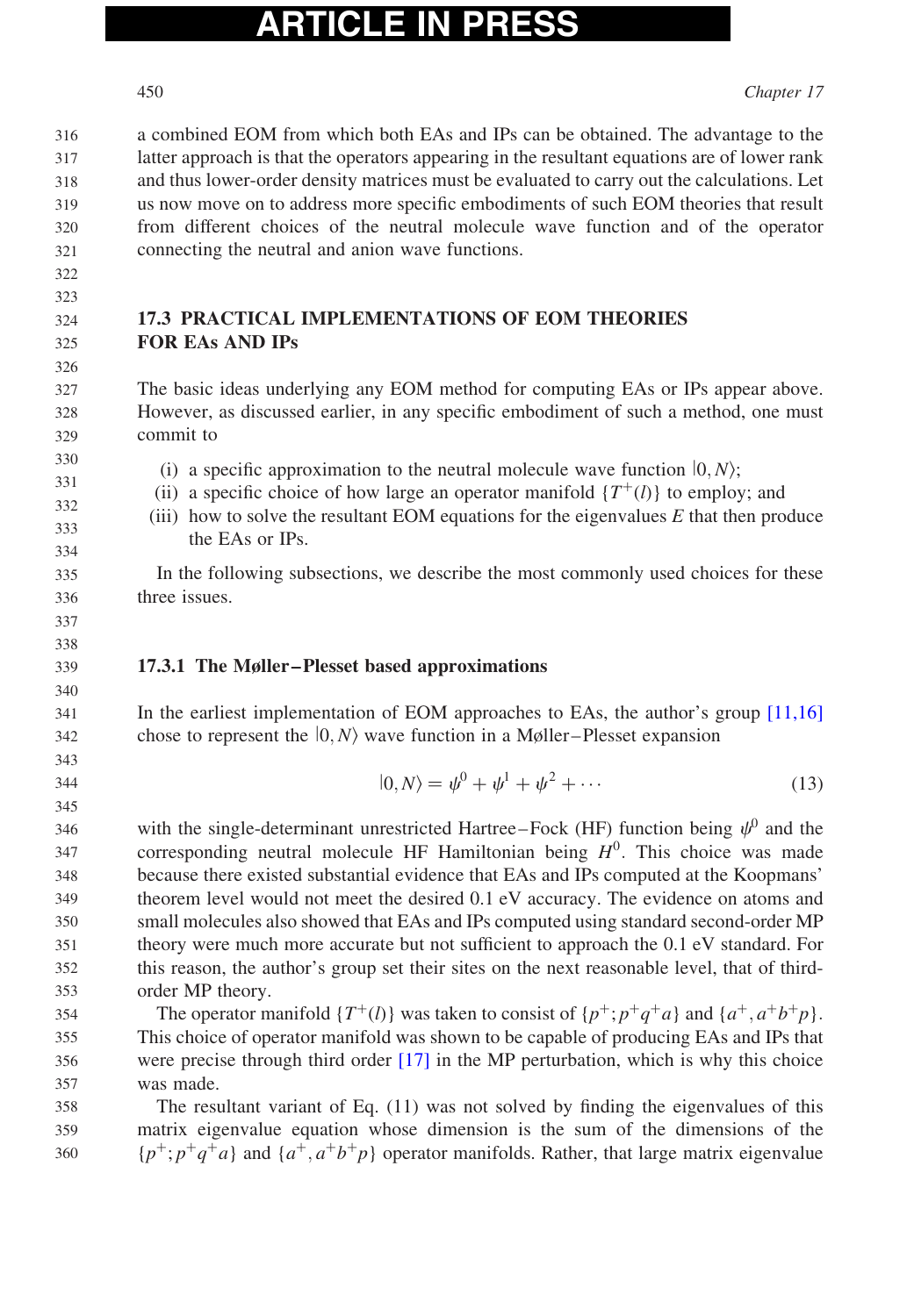a combined EOM from which both EAs and IPs can be obtained. The advantage to the latter approach is that the operators appearing in the resultant equations are of lower rank and thus lower-order density matrices must be evaluated to carry out the calculations. Let us now move on to address more specific embodiments of such EOM theories that result from different choices of the neutral molecule wave function and of the operator connecting the neutral and anion wave functions.

## 17.3 PRACTICAL IMPLEMENTATIONS OF EOM THEORIES FOR EAs AND IPs

The basic ideas underlying any EOM method for computing EAs or IPs appear above. However, as discussed earlier, in any specific embodiment of such a method, one must commit to

(i) a specific approximation to the neutral molecule wave function $|0, N\rangle$;
(ii) a specific choice of how large an operator manifold $\{T^+(l)\}$ to employ; and
(iii) how to solve the resultant EOM equations for the eigenvalues $E$ that then produce the EAs or IPs.

In the following subsections, we describe the most commonly used choices for these three issues.

### 17.3.1 The Møller–Plesset based approximations

In the earliest implementation of EOM approaches to EAs, the author's group [11,16] chose to represent the $|0, N\rangle$ wave function in a Møller–Plesset expansion

$$|0, N\rangle = \psi^0 + \psi^1 + \psi^2 + \cdots \tag{13}$$

with the single-determinant unrestricted Hartree–Fock (HF) function being $\psi^0$ and the corresponding neutral molecule HF Hamiltonian being $H^0$. This choice was made because there existed substantial evidence that EAs and IPs computed at the Koopmans' theorem level would not meet the desired 0.1 eV accuracy. The evidence on atoms and small molecules also showed that EAs and IPs computed using standard second-order MP theory were much more accurate but not sufficient to approach the 0.1 eV standard. For this reason, the author's group set their sites on the next reasonable level, that of third-order MP theory.

The operator manifold $\{T^+(l)\}$ was taken to consist of $\{p^+; p^+q^+a\}$ and $\{a^+, a^+b^+p\}$. This choice of operator manifold was shown to be capable of producing EAs and IPs that were precise through third order [17] in the MP perturbation, which is why this choice was made.

The resultant variant of Eq. (11) was not solved by finding the eigenvalues of this matrix eigenvalue equation whose dimension is the sum of the dimensions of the $\{p^+; p^+q^+a\}$ and $\{a^+, a^+b^+p\}$ operator manifolds. Rather, that large matrix eigenvalue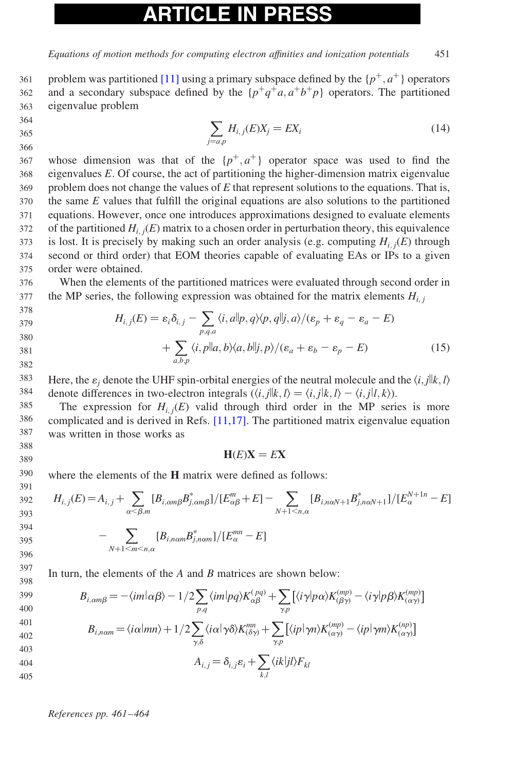problem was partitioned [11] using a primary subspace defined by the $\{p^+, a^+\}$ operators and a secondary subspace defined by the $\{p^+q^+a, a^+b^+p\}$ operators. The partitioned eigenvalue problem

$$\sum_{j=a,p} H_{i,j}(E) X_j = E X_i \tag{14}$$

whose dimension was that of the $\{p^+, a^+\}$ operator space was used to find the eigenvalues $E$. Of course, the act of partitioning the higher-dimension matrix eigenvalue problem does not change the values of $E$ that represent solutions to the equations. That is, the same $E$ values that fulfill the original equations are also solutions to the partitioned equations. However, once one introduces approximations designed to evaluate elements of the partitioned $H_{i,j}(E)$ matrix to a chosen order in perturbation theory, this equivalence is lost. It is precisely by making such an order analysis (e.g. computing $H_{i,j}(E)$ through second or third order) that EOM theories capable of evaluating EAs or IPs to a given order were obtained.

When the elements of the partitioned matrices were evaluated through second order in the MP series, the following expression was obtained for the matrix elements $H_{i,j}$

$$\begin{aligned} H_{i,j}(E) = \varepsilon_i \delta_{i,j} &- \sum_{p,q,a} \langle i,a \| p,q \rangle \langle p,q \| j,a \rangle / (\varepsilon_p + \varepsilon_q - \varepsilon_a - E) \\ &+ \sum_{a,b,p} \langle i,p \| a,b \rangle \langle a,b \| j,p \rangle / (\varepsilon_a + \varepsilon_b - \varepsilon_p - E) \end{aligned} \tag{15}$$

Here, the $\varepsilon_j$ denote the UHF spin-orbital energies of the neutral molecule and the $\langle i,j \| k,l \rangle$ denote differences in two-electron integrals ($\langle i,j \| k,l \rangle = \langle i,j | k,l \rangle - \langle i,j | l,k \rangle$).

The expression for $H_{i,j}(E)$ valid through third order in the MP series is more complicated and is derived in Refs. [11,17]. The partitioned matrix eigenvalue equation was written in those works as

$$\mathbf{H}(E)\mathbf{X} = E\mathbf{X}$$

where the elements of the $\mathbf{H}$ matrix were defined as follows:

$$\begin{aligned} H_{i,j}(E) = A_{i,j} &+ \sum_{\alpha<\beta,m} [B_{i,\alpha m\beta} B^*_{j,\alpha m\beta}]/[E^m_{\alpha\beta} + E] - \sum_{N+1<n,\alpha} [B_{i,n\alpha N+1} B^*_{j,n\alpha N+1}]/[E^{N+1n}_{\alpha} - E] \\ &- \sum_{N+1<m<n,\alpha} [B_{i,n\alpha m} B^*_{j,n\alpha m}]/[E^{mn}_{\alpha} - E] \end{aligned}$$

In turn, the elements of the $A$ and $B$ matrices are shown below:

$$B_{i,\alpha m\beta} = -\langle im|\alpha\beta\rangle - 1/2 \sum_{p,q} \langle im|pq\rangle K^{(pq)}_{\alpha\beta} + \sum_{\gamma,p} \left[ \langle i\gamma|p\alpha\rangle K^{(mp)}_{(\beta\gamma)} - \langle i\gamma|p\beta\rangle K^{(mp)}_{(\alpha\gamma)} \right]$$

$$B_{i,n\alpha m} = \langle i\alpha|mn\rangle + 1/2 \sum_{\gamma,\delta} \langle i\alpha|\gamma\delta\rangle K^{mn}_{(\delta\gamma)} + \sum_{\gamma,p} \left[ \langle ip|\gamma n\rangle K^{(mp)}_{(\alpha\gamma)} - \langle ip|\gamma m\rangle K^{(np)}_{(\alpha\gamma)} \right]$$

$$A_{i,j} = \delta_{i,j}\varepsilon_i + \sum_{k,l} \langle ik|jl\rangle F_{kl}$$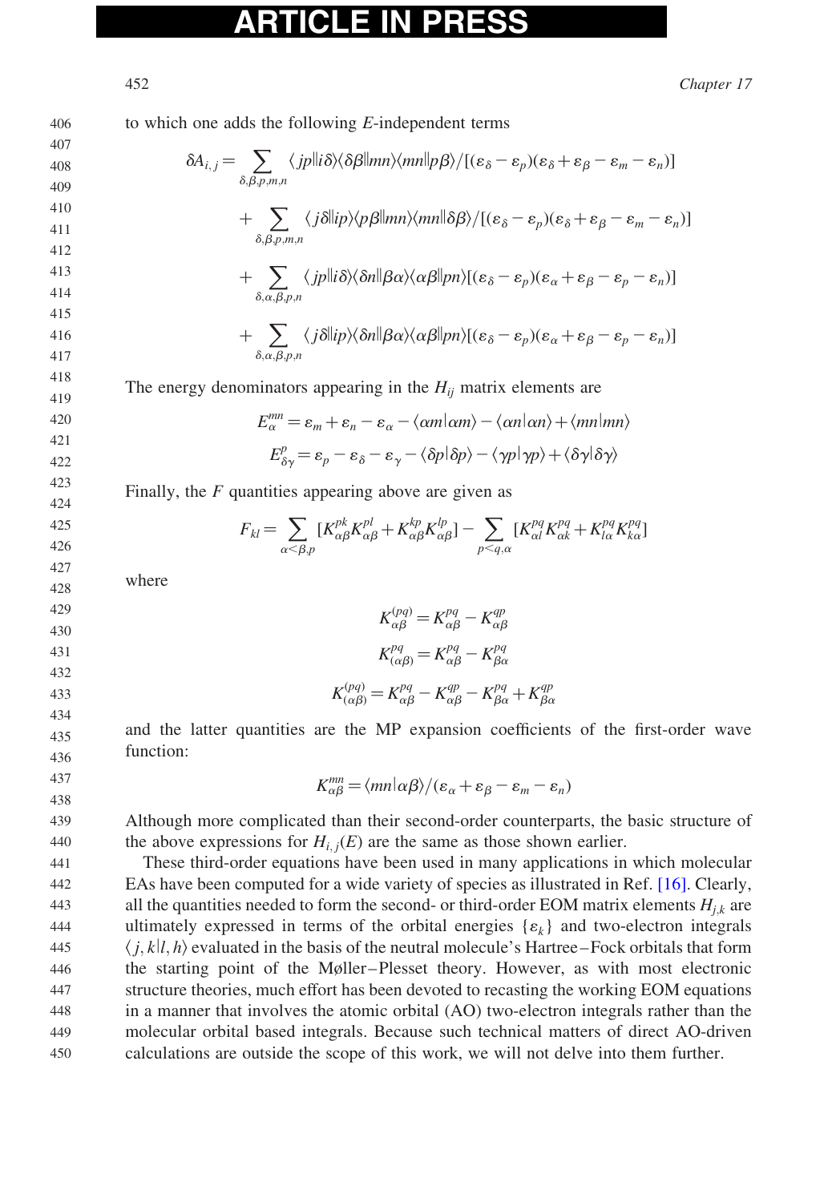to which one adds the following $E$-independent terms

$$\delta A_{i,j} = \sum_{\delta,\beta,p,m,n} \langle jp \| i\delta\rangle\langle\delta\beta\| mn\rangle\langle mn\| p\beta\rangle / [(\varepsilon_\delta - \varepsilon_p)(\varepsilon_\delta + \varepsilon_\beta - \varepsilon_m - \varepsilon_n)]$$

$$+ \sum_{\delta,\beta,p,m,n} \langle j\delta \| ip\rangle\langle p\beta\| mn\rangle\langle mn\| \delta\beta\rangle / [(\varepsilon_\delta - \varepsilon_p)(\varepsilon_\delta + \varepsilon_\beta - \varepsilon_m - \varepsilon_n)]$$

$$+ \sum_{\delta,\alpha,\beta,p,n} \langle jp \| i\delta\rangle\langle\delta n\| \beta\alpha\rangle\langle \alpha\beta\| pn\rangle [(\varepsilon_\delta - \varepsilon_p)(\varepsilon_\alpha + \varepsilon_\beta - \varepsilon_p - \varepsilon_n)]$$

$$+ \sum_{\delta,\alpha,\beta,p,n} \langle j\delta \| ip\rangle\langle\delta n\| \beta\alpha\rangle\langle \alpha\beta\| pn\rangle [(\varepsilon_\delta - \varepsilon_p)(\varepsilon_\alpha + \varepsilon_\beta - \varepsilon_p - \varepsilon_n)]$$

The energy denominators appearing in the $H_{ij}$ matrix elements are

$$E_\alpha^{mn} = \varepsilon_m + \varepsilon_n - \varepsilon_\alpha - \langle \alpha m | \alpha m\rangle - \langle \alpha n | \alpha n\rangle + \langle mn | mn\rangle$$

$$E_{\delta\gamma}^{p} = \varepsilon_p - \varepsilon_\delta - \varepsilon_\gamma - \langle \delta p | \delta p\rangle - \langle \gamma p | \gamma p\rangle + \langle \delta\gamma | \delta\gamma\rangle$$

Finally, the $F$ quantities appearing above are given as

$$F_{kl} = \sum_{\alpha<\beta,p} [K_{\alpha\beta}^{pk} K_{\alpha\beta}^{pl} + K_{\alpha\beta}^{kp} K_{\alpha\beta}^{lp}] - \sum_{p<q,\alpha} [K_{\alpha l}^{pq} K_{\alpha k}^{pq} + K_{l\alpha}^{pq} K_{k\alpha}^{pq}]$$

where

$$K_{\alpha\beta}^{(pq)} = K_{\alpha\beta}^{pq} - K_{\alpha\beta}^{qp}$$

$$K_{(\alpha\beta)}^{pq} = K_{\alpha\beta}^{pq} - K_{\beta\alpha}^{pq}$$

$$K_{(\alpha\beta)}^{(pq)} = K_{\alpha\beta}^{pq} - K_{\alpha\beta}^{qp} - K_{\beta\alpha}^{pq} + K_{\beta\alpha}^{qp}$$

and the latter quantities are the MP expansion coefficients of the first-order wave function:

$$K_{\alpha\beta}^{mn} = \langle mn | \alpha\beta\rangle / (\varepsilon_\alpha + \varepsilon_\beta - \varepsilon_m - \varepsilon_n)$$

Although more complicated than their second-order counterparts, the basic structure of the above expressions for $H_{i,j}(E)$ are the same as those shown earlier.

These third-order equations have been used in many applications in which molecular EAs have been computed for a wide variety of species as illustrated in Ref. [16]. Clearly, all the quantities needed to form the second- or third-order EOM matrix elements $H_{j,k}$ are ultimately expressed in terms of the orbital energies $\{\varepsilon_k\}$ and two-electron integrals $\langle j,k|l,h\rangle$ evaluated in the basis of the neutral molecule's Hartree–Fock orbitals that form the starting point of the Møller–Plesset theory. However, as with most electronic structure theories, much effort has been devoted to recasting the working EOM equations in a manner that involves the atomic orbital (AO) two-electron integrals rather than the molecular orbital based integrals. Because such technical matters of direct AO-driven calculations are outside the scope of this work, we will not delve into them further.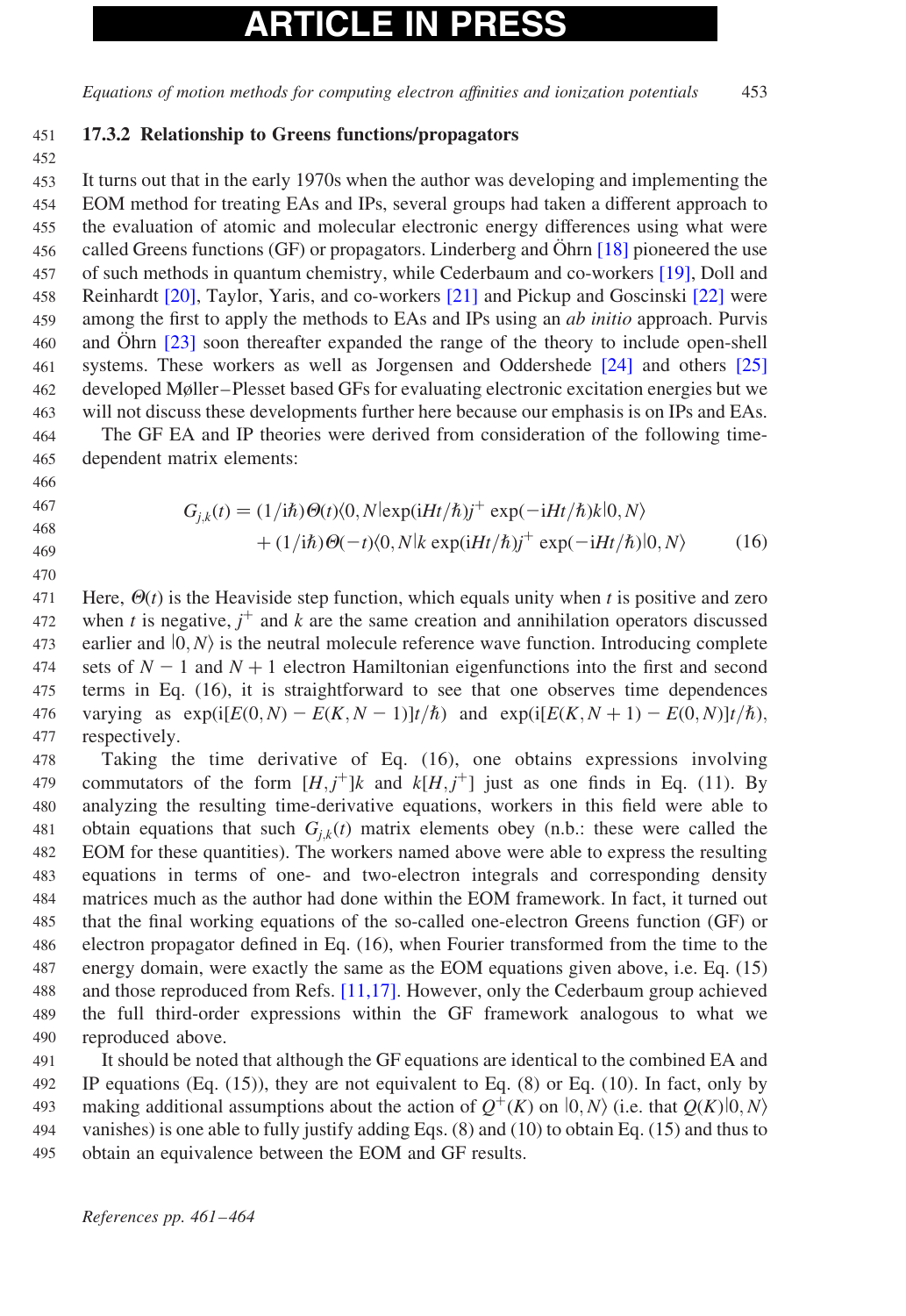### 17.3.2 Relationship to Greens functions/propagators

It turns out that in the early 1970s when the author was developing and implementing the EOM method for treating EAs and IPs, several groups had taken a different approach to the evaluation of atomic and molecular electronic energy differences using what were called Greens functions (GF) or propagators. Linderberg and Öhrn [18] pioneered the use of such methods in quantum chemistry, while Cederbaum and co-workers [19], Doll and Reinhardt [20], Taylor, Yaris, and co-workers [21] and Pickup and Goscinski [22] were among the first to apply the methods to EAs and IPs using an *ab initio* approach. Purvis and Öhrn [23] soon thereafter expanded the range of the theory to include open-shell systems. These workers as well as Jorgensen and Oddershede [24] and others [25] developed Møller–Plesset based GFs for evaluating electronic excitation energies but we will not discuss these developments further here because our emphasis is on IPs and EAs.

The GF EA and IP theories were derived from consideration of the following time-dependent matrix elements:

$$
\begin{aligned}
G_{j,k}(t) = {} & (1/\mathrm{i}\hbar)\Theta(t)\langle 0,N|\exp(\mathrm{i}Ht/\hbar)j^{+}\exp(-\mathrm{i}Ht/\hbar)k|0,N\rangle \\
& + (1/\mathrm{i}\hbar)\Theta(-t)\langle 0,N|k\exp(\mathrm{i}Ht/\hbar)j^{+}\exp(-\mathrm{i}Ht/\hbar)|0,N\rangle
\end{aligned}
\tag{16}
$$

Here, $\Theta(t)$ is the Heaviside step function, which equals unity when $t$ is positive and zero when $t$ is negative, $j^{+}$ and $k$ are the same creation and annihilation operators discussed earlier and $|0,N\rangle$ is the neutral molecule reference wave function. Introducing complete sets of $N-1$ and $N+1$ electron Hamiltonian eigenfunctions into the first and second terms in Eq. (16), it is straightforward to see that one observes time dependences varying as $\exp(\mathrm{i}[E(0,N)-E(K,N-1)]t/\hbar)$ and $\exp(\mathrm{i}[E(K,N+1)-E(0,N)]t/\hbar)$, respectively.

Taking the time derivative of Eq. (16), one obtains expressions involving commutators of the form $[H,j^{+}]k$ and $k[H,j^{+}]$ just as one finds in Eq. (11). By analyzing the resulting time-derivative equations, workers in this field were able to obtain equations that such $G_{j,k}(t)$ matrix elements obey (n.b.: these were called the EOM for these quantities). The workers named above were able to express the resulting equations in terms of one- and two-electron integrals and corresponding density matrices much as the author had done within the EOM framework. In fact, it turned out that the final working equations of the so-called one-electron Greens function (GF) or electron propagator defined in Eq. (16), when Fourier transformed from the time to the energy domain, were exactly the same as the EOM equations given above, i.e. Eq. (15) and those reproduced from Refs. [11,17]. However, only the Cederbaum group achieved the full third-order expressions within the GF framework analogous to what we reproduced above.

It should be noted that although the GF equations are identical to the combined EA and IP equations (Eq. (15)), they are not equivalent to Eq. (8) or Eq. (10). In fact, only by making additional assumptions about the action of $Q^{+}(K)$ on $|0,N\rangle$ (i.e. that $Q(K)|0,N\rangle$ vanishes) is one able to fully justify adding Eqs. (8) and (10) to obtain Eq. (15) and thus to obtain an equivalence between the EOM and GF results.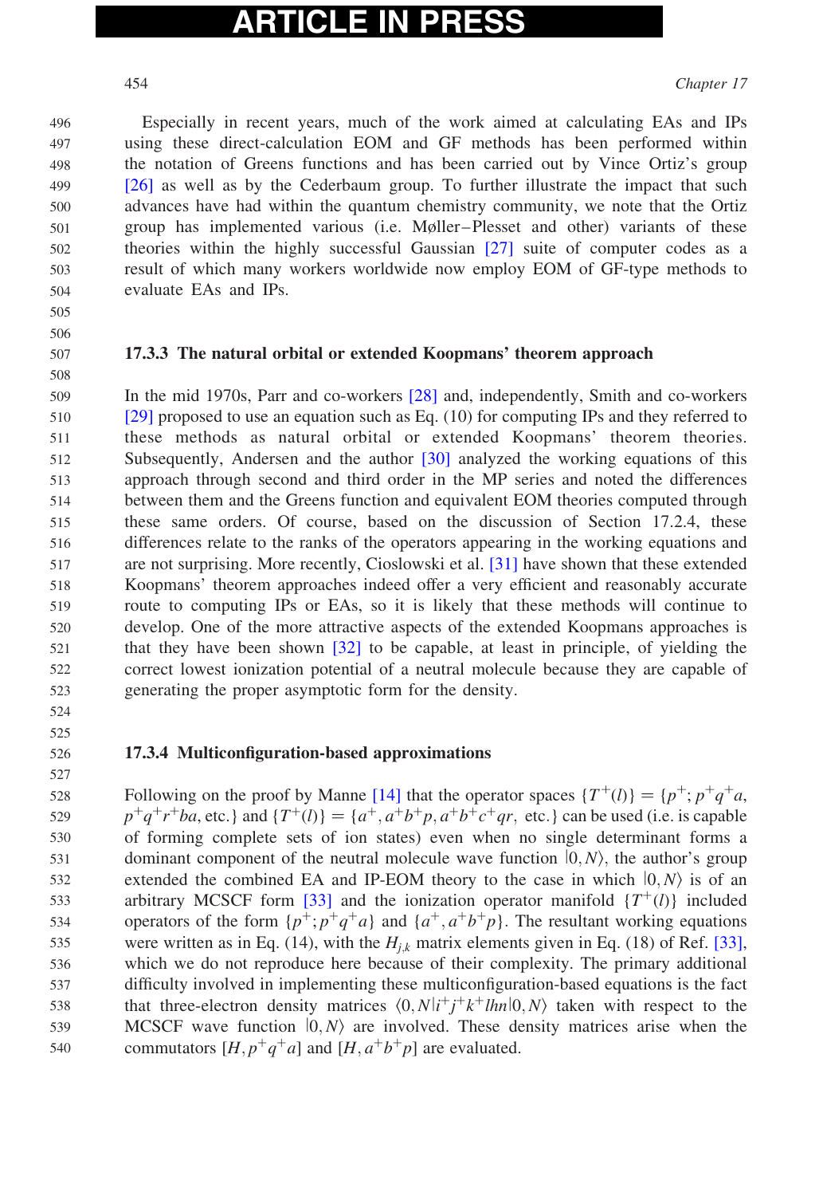Especially in recent years, much of the work aimed at calculating EAs and IPs using these direct-calculation EOM and GF methods has been performed within the notation of Greens functions and has been carried out by Vince Ortiz's group [26] as well as by the Cederbaum group. To further illustrate the impact that such advances have had within the quantum chemistry community, we note that the Ortiz group has implemented various (i.e. Møller–Plesset and other) variants of these theories within the highly successful Gaussian [27] suite of computer codes as a result of which many workers worldwide now employ EOM of GF-type methods to evaluate EAs and IPs.

### 17.3.3 The natural orbital or extended Koopmans' theorem approach

In the mid 1970s, Parr and co-workers [28] and, independently, Smith and co-workers [29] proposed to use an equation such as Eq. (10) for computing IPs and they referred to these methods as natural orbital or extended Koopmans' theorem theories. Subsequently, Andersen and the author [30] analyzed the working equations of this approach through second and third order in the MP series and noted the differences between them and the Greens function and equivalent EOM theories computed through these same orders. Of course, based on the discussion of Section 17.2.4, these differences relate to the ranks of the operators appearing in the working equations and are not surprising. More recently, Cioslowski et al. [31] have shown that these extended Koopmans' theorem approaches indeed offer a very efficient and reasonably accurate route to computing IPs or EAs, so it is likely that these methods will continue to develop. One of the more attractive aspects of the extended Koopmans approaches is that they have been shown [32] to be capable, at least in principle, of yielding the correct lowest ionization potential of a neutral molecule because they are capable of generating the proper asymptotic form for the density.

### 17.3.4 Multiconfiguration-based approximations

Following on the proof by Manne [14] that the operator spaces $\{T^+(l)\} = \{p^+; p^+q^+a, p^+q^+r^+ba, \text{etc.}\}$ and $\{T^+(l)\} = \{a^+, a^+b^+p, a^+b^+c^+qr, \text{ etc.}\}$ can be used (i.e. is capable of forming complete sets of ion states) even when no single determinant forms a dominant component of the neutral molecule wave function $|0,N\rangle$, the author's group extended the combined EA and IP-EOM theory to the case in which $|0,N\rangle$ is of an arbitrary MCSCF form [33] and the ionization operator manifold $\{T^+(l)\}$ included operators of the form $\{p^+; p^+q^+a\}$ and $\{a^+, a^+b^+p\}$. The resultant working equations were written as in Eq. (14), with the $H_{j,k}$ matrix elements given in Eq. (18) of Ref. [33], which we do not reproduce here because of their complexity. The primary additional difficulty involved in implementing these multiconfiguration-based equations is the fact that three-electron density matrices $\langle 0,N|i^+j^+k^+lhn|0,N\rangle$ taken with respect to the MCSCF wave function $|0,N\rangle$ are involved. These density matrices arise when the commutators $[H, p^+q^+a]$ and $[H, a^+b^+p]$ are evaluated.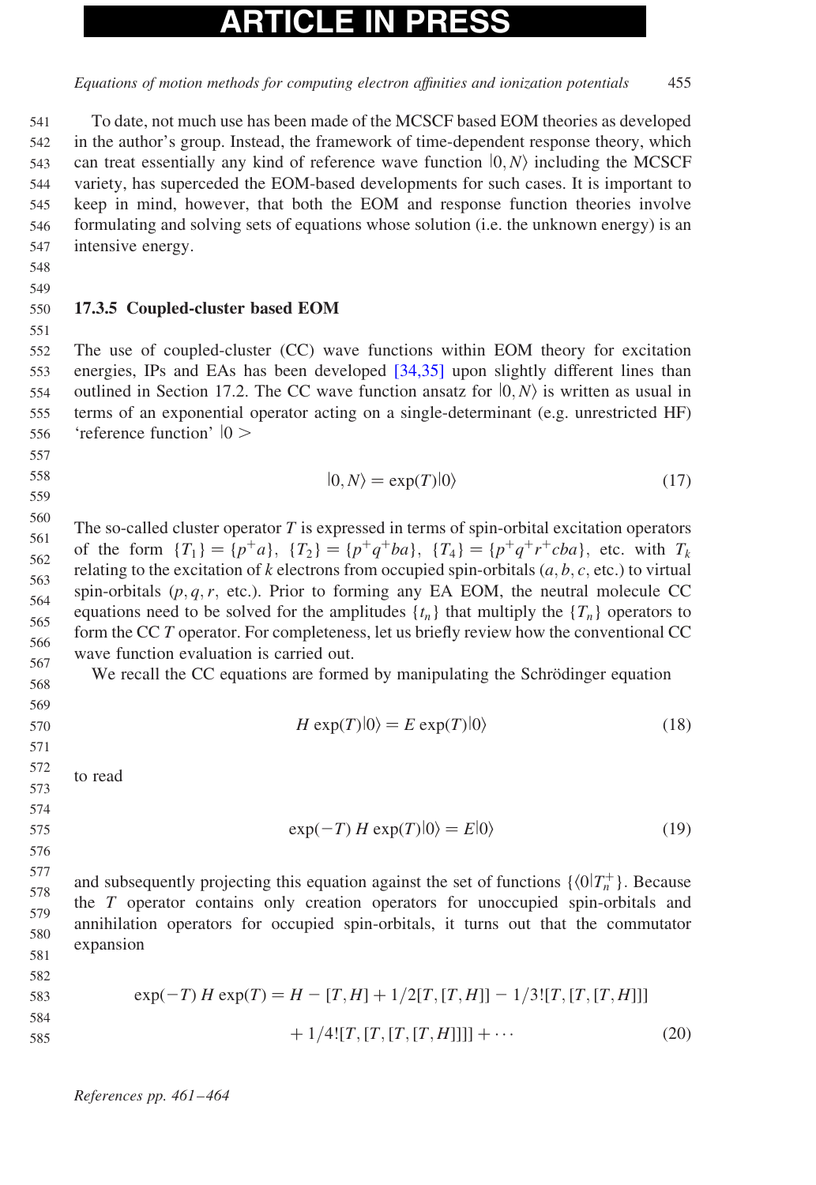To date, not much use has been made of the MCSCF based EOM theories as developed in the author's group. Instead, the framework of time-dependent response theory, which can treat essentially any kind of reference wave function $|0, N\rangle$ including the MCSCF variety, has superceded the EOM-based developments for such cases. It is important to keep in mind, however, that both the EOM and response function theories involve formulating and solving sets of equations whose solution (i.e. the unknown energy) is an intensive energy.

### 17.3.5 Coupled-cluster based EOM

The use of coupled-cluster (CC) wave functions within EOM theory for excitation energies, IPs and EAs has been developed [34,35] upon slightly different lines than outlined in Section 17.2. The CC wave function ansatz for $|0, N\rangle$ is written as usual in terms of an exponential operator acting on a single-determinant (e.g. unrestricted HF) 'reference function' $|0>$

$$|0, N\rangle = \exp(T)|0\rangle \tag{17}$$

The so-called cluster operator $T$ is expressed in terms of spin-orbital excitation operators of the form $\{T_1\} = \{p^+a\}$, $\{T_2\} = \{p^+q^+ba\}$, $\{T_4\} = \{p^+q^+r^+cba\}$, etc. with $T_k$ relating to the excitation of $k$ electrons from occupied spin-orbitals ($a, b, c$, etc.) to virtual spin-orbitals ($p, q, r$, etc.). Prior to forming any EA EOM, the neutral molecule CC equations need to be solved for the amplitudes $\{t_n\}$ that multiply the $\{T_n\}$ operators to form the CC $T$ operator. For completeness, let us briefly review how the conventional CC wave function evaluation is carried out.

We recall the CC equations are formed by manipulating the Schrödinger equation

$$H \exp(T)|0\rangle = E \exp(T)|0\rangle \tag{18}$$

to read

$$\exp(-T)\, H \exp(T)|0\rangle = E|0\rangle \tag{19}$$

and subsequently projecting this equation against the set of functions $\{\langle 0|T_n^+\}$. Because the $T$ operator contains only creation operators for unoccupied spin-orbitals and annihilation operators for occupied spin-orbitals, it turns out that the commutator expansion

$$\begin{aligned}\exp(-T)\, H \exp(T) = H - [T,H] + 1/2[T,[T,H]] - 1/3![T,[T,[T,H]]] \\ + 1/4![T,[T,[T,[T,H]]]] + \cdots \end{aligned} \tag{20}$$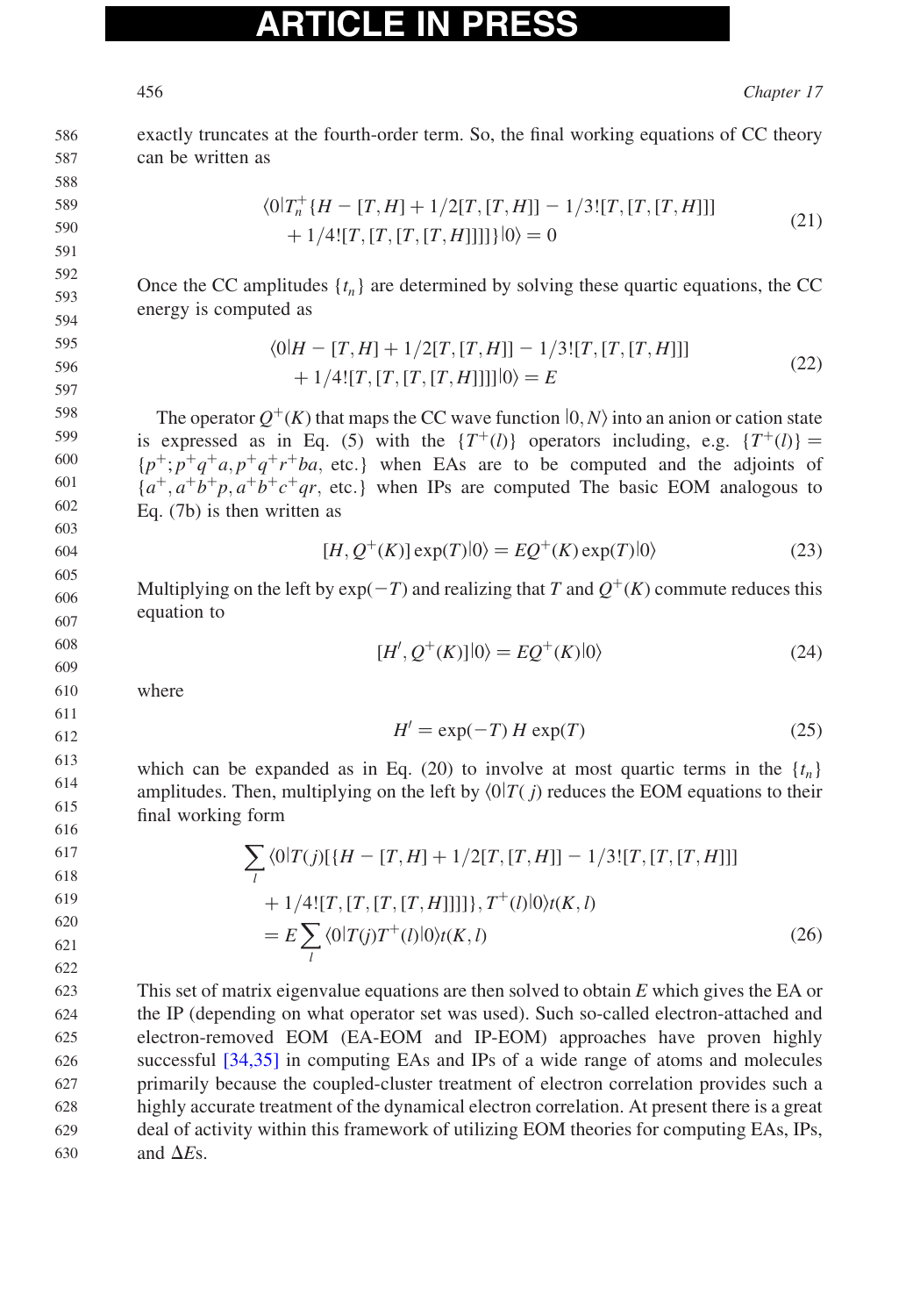exactly truncates at the fourth-order term. So, the final working equations of CC theory can be written as

$$\langle 0|T_n^+\{H - [T,H] + 1/2[T,[T,H]] - 1/3![T,[T,[T,H]]] + 1/4![T,[T,[T,[T,H]]]]\}|0\rangle = 0 \tag{21}$$

Once the CC amplitudes $\{t_n\}$ are determined by solving these quartic equations, the CC energy is computed as

$$\langle 0|H - [T,H] + 1/2[T,[T,H]] - 1/3![T,[T,[T,H]]] + 1/4![T,[T,[T,[T,H]]]]|0\rangle = E \tag{22}$$

The operator $Q^+(K)$ that maps the CC wave function $|0,N\rangle$ into an anion or cation state is expressed as in Eq. (5) with the $\{T^+(l)\}$ operators including, e.g. $\{T^+(l)\} = \{p^+; p^+q^+a, p^+q^+r^+ba$, etc.$\}$ when EAs are to be computed and the adjoints of $\{a^+, a^+b^+p, a^+b^+c^+qr$, etc.$\}$ when IPs are computed The basic EOM analogous to Eq. (7b) is then written as

$$[H, Q^+(K)]\exp(T)|0\rangle = EQ^+(K)\exp(T)|0\rangle \tag{23}$$

Multiplying on the left by $\exp(-T)$ and realizing that $T$ and $Q^+(K)$ commute reduces this equation to

$$[H', Q^+(K)]|0\rangle = EQ^+(K)|0\rangle \tag{24}$$

where

$$H' = \exp(-T)\,H\,\exp(T) \tag{25}$$

which can be expanded as in Eq. (20) to involve at most quartic terms in the $\{t_n\}$ amplitudes. Then, multiplying on the left by $\langle 0|T(j)$ reduces the EOM equations to their final working form

$$\begin{aligned}\sum_l \langle 0|T(j)[\{H - [T,H] + 1/2[T,[T,H]] - 1/3![T,[T,[T,H]]] \\ + 1/4![T,[T,[T,[T,H]]]]\}, T^+(l)|0\rangle t(K,l) \\ = E\sum_l \langle 0|T(j)T^+(l)|0\rangle t(K,l)\end{aligned} \tag{26}$$

This set of matrix eigenvalue equations are then solved to obtain $E$ which gives the EA or the IP (depending on what operator set was used). Such so-called electron-attached and electron-removed EOM (EA-EOM and IP-EOM) approaches have proven highly successful [34,35] in computing EAs and IPs of a wide range of atoms and molecules primarily because the coupled-cluster treatment of electron correlation provides such a highly accurate treatment of the dynamical electron correlation. At present there is a great deal of activity within this framework of utilizing EOM theories for computing EAs, IPs, and $\Delta E$s.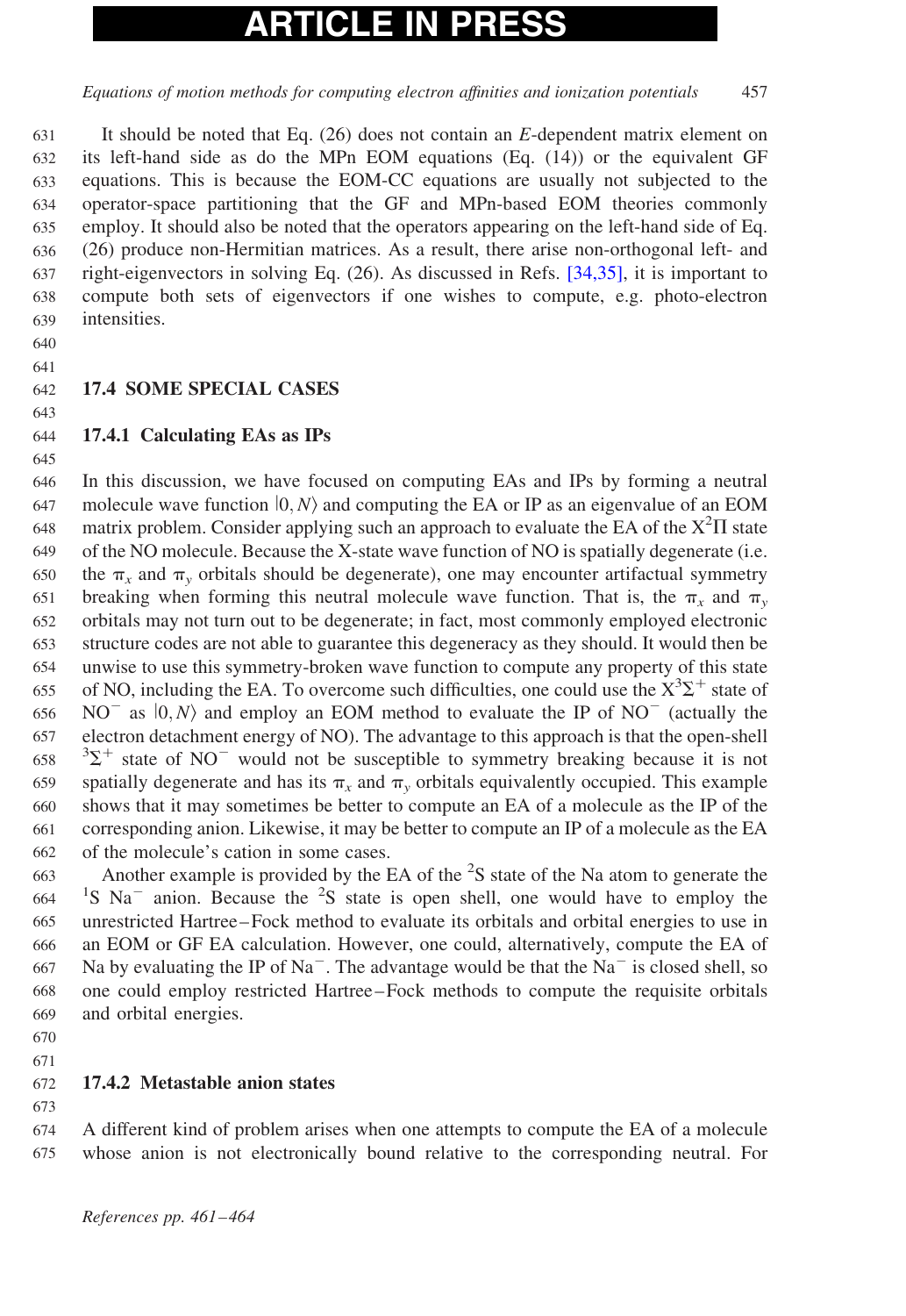It should be noted that Eq. (26) does not contain an $E$-dependent matrix element on its left-hand side as do the MPn EOM equations (Eq. (14)) or the equivalent GF equations. This is because the EOM-CC equations are usually not subjected to the operator-space partitioning that the GF and MPn-based EOM theories commonly employ. It should also be noted that the operators appearing on the left-hand side of Eq. (26) produce non-Hermitian matrices. As a result, there arise non-orthogonal left- and right-eigenvectors in solving Eq. (26). As discussed in Refs. [34,35], it is important to compute both sets of eigenvectors if one wishes to compute, e.g. photo-electron intensities.

## 17.4 SOME SPECIAL CASES

### 17.4.1 Calculating EAs as IPs

In this discussion, we have focused on computing EAs and IPs by forming a neutral molecule wave function $|0, N\rangle$ and computing the EA or IP as an eigenvalue of an EOM matrix problem. Consider applying such an approach to evaluate the EA of the $X^2\Pi$ state of the NO molecule. Because the X-state wave function of NO is spatially degenerate (i.e. the $\pi_x$ and $\pi_y$ orbitals should be degenerate), one may encounter artifactual symmetry breaking when forming this neutral molecule wave function. That is, the $\pi_x$ and $\pi_y$ orbitals may not turn out to be degenerate; in fact, most commonly employed electronic structure codes are not able to guarantee this degeneracy as they should. It would then be unwise to use this symmetry-broken wave function to compute any property of this state of NO, including the EA. To overcome such difficulties, one could use the $X^3\Sigma^+$ state of $NO^-$ as $|0, N\rangle$ and employ an EOM method to evaluate the IP of $NO^-$ (actually the electron detachment energy of NO). The advantage to this approach is that the open-shell $^3\Sigma^+$ state of $NO^-$ would not be susceptible to symmetry breaking because it is not spatially degenerate and has its $\pi_x$ and $\pi_y$ orbitals equivalently occupied. This example shows that it may sometimes be better to compute an EA of a molecule as the IP of the corresponding anion. Likewise, it may be better to compute an IP of a molecule as the EA of the molecule's cation in some cases.

Another example is provided by the EA of the $^2S$ state of the Na atom to generate the $^1S$ $Na^-$ anion. Because the $^2S$ state is open shell, one would have to employ the unrestricted Hartree–Fock method to evaluate its orbitals and orbital energies to use in an EOM or GF EA calculation. However, one could, alternatively, compute the EA of Na by evaluating the IP of $Na^-$. The advantage would be that the $Na^-$ is closed shell, so one could employ restricted Hartree–Fock methods to compute the requisite orbitals and orbital energies.

### 17.4.2 Metastable anion states

A different kind of problem arises when one attempts to compute the EA of a molecule whose anion is not electronically bound relative to the corresponding neutral. For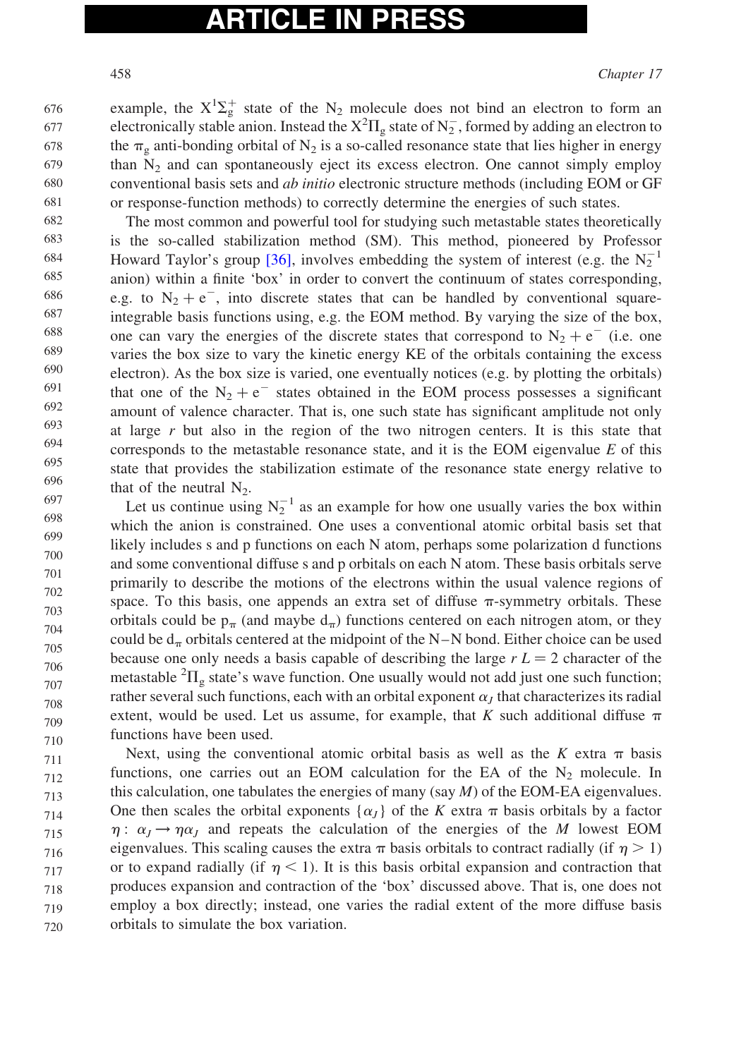example, the $X^1\Sigma_g^+$ state of the $N_2$ molecule does not bind an electron to form an electronically stable anion. Instead the $X^2\Pi_g$ state of $N_2^-$, formed by adding an electron to the $\pi_g$ anti-bonding orbital of $N_2$ is a so-called resonance state that lies higher in energy than $N_2$ and can spontaneously eject its excess electron. One cannot simply employ conventional basis sets and *ab initio* electronic structure methods (including EOM or GF or response-function methods) to correctly determine the energies of such states.

The most common and powerful tool for studying such metastable states theoretically is the so-called stabilization method (SM). This method, pioneered by Professor Howard Taylor's group [36], involves embedding the system of interest (e.g. the $N_2^{-1}$ anion) within a finite 'box' in order to convert the continuum of states corresponding, e.g. to $N_2 + e^-$, into discrete states that can be handled by conventional square-integrable basis functions using, e.g. the EOM method. By varying the size of the box, one can vary the energies of the discrete states that correspond to $N_2 + e^-$ (i.e. one varies the box size to vary the kinetic energy KE of the orbitals containing the excess electron). As the box size is varied, one eventually notices (e.g. by plotting the orbitals) that one of the $N_2 + e^-$ states obtained in the EOM process possesses a significant amount of valence character. That is, one such state has significant amplitude not only at large $r$ but also in the region of the two nitrogen centers. It is this state that corresponds to the metastable resonance state, and it is the EOM eigenvalue $E$ of this state that provides the stabilization estimate of the resonance state energy relative to that of the neutral $N_2$.

Let us continue using $N_2^{-1}$ as an example for how one usually varies the box within which the anion is constrained. One uses a conventional atomic orbital basis set that likely includes s and p functions on each N atom, perhaps some polarization d functions and some conventional diffuse s and p orbitals on each N atom. These basis orbitals serve primarily to describe the motions of the electrons within the usual valence regions of space. To this basis, one appends an extra set of diffuse $\pi$-symmetry orbitals. These orbitals could be $p_\pi$ (and maybe $d_\pi$) functions centered on each nitrogen atom, or they could be $d_\pi$ orbitals centered at the midpoint of the N–N bond. Either choice can be used because one only needs a basis capable of describing the large $r$ $L = 2$ character of the metastable $^2\Pi_g$ state's wave function. One usually would not add just one such function; rather several such functions, each with an orbital exponent $\alpha_J$ that characterizes its radial extent, would be used. Let us assume, for example, that $K$ such additional diffuse $\pi$ functions have been used.

Next, using the conventional atomic orbital basis as well as the $K$ extra $\pi$ basis functions, one carries out an EOM calculation for the EA of the $N_2$ molecule. In this calculation, one tabulates the energies of many (say $M$) of the EOM-EA eigenvalues. One then scales the orbital exponents $\{\alpha_J\}$ of the $K$ extra $\pi$ basis orbitals by a factor $\eta: \alpha_J \rightarrow \eta\alpha_J$ and repeats the calculation of the energies of the $M$ lowest EOM eigenvalues. This scaling causes the extra $\pi$ basis orbitals to contract radially (if $\eta > 1$) or to expand radially (if $\eta < 1$). It is this basis orbital expansion and contraction that produces expansion and contraction of the 'box' discussed above. That is, one does not employ a box directly; instead, one varies the radial extent of the more diffuse basis orbitals to simulate the box variation.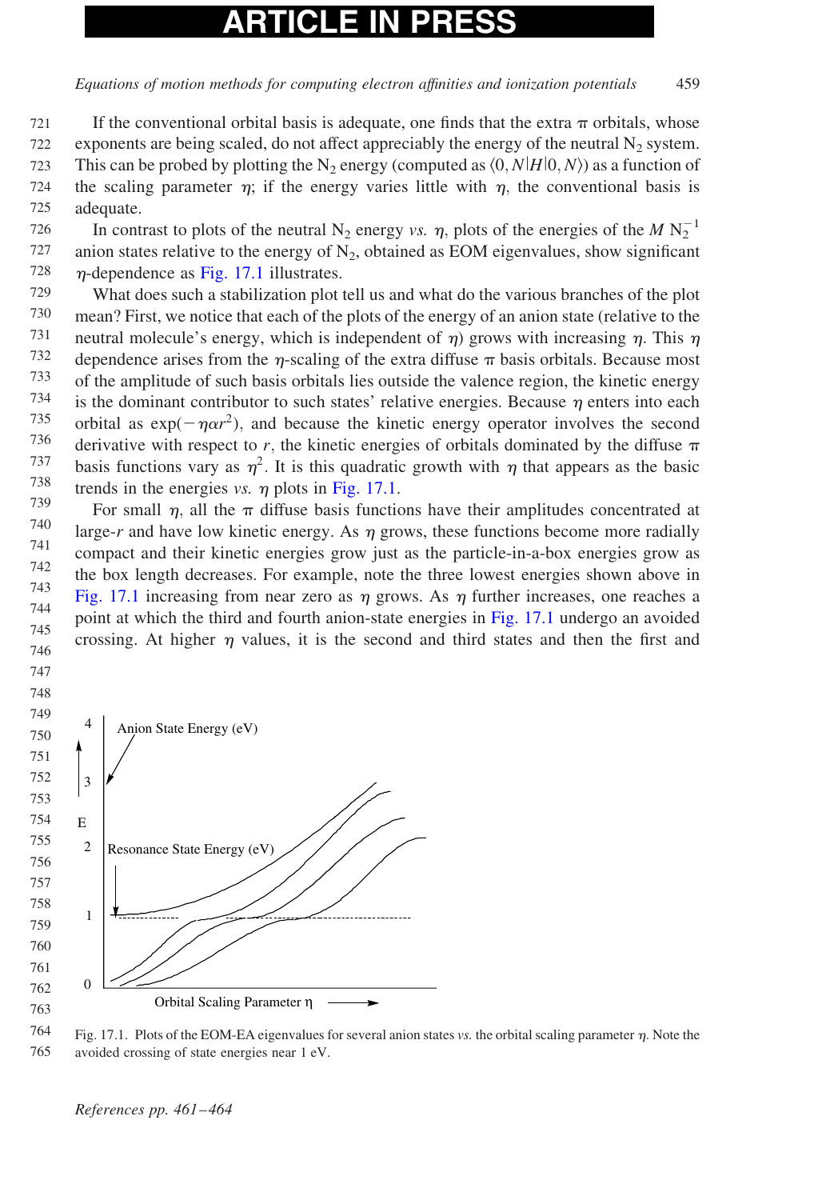If the conventional orbital basis is adequate, one finds that the extra π orbitals, whose exponents are being scaled, do not affect appreciably the energy of the neutral $N_2$ system. This can be probed by plotting the $N_2$ energy (computed as $\langle 0, N|H|0, N\rangle$) as a function of the scaling parameter $\eta$; if the energy varies little with $\eta$, the conventional basis is adequate.

In contrast to plots of the neutral $N_2$ energy *vs.* $\eta$, plots of the energies of the $M$ $N_2^{-1}$ anion states relative to the energy of $N_2$, obtained as EOM eigenvalues, show significant $\eta$-dependence as Fig. 17.1 illustrates.

What does such a stabilization plot tell us and what do the various branches of the plot mean? First, we notice that each of the plots of the energy of an anion state (relative to the neutral molecule's energy, which is independent of $\eta$) grows with increasing $\eta$. This $\eta$ dependence arises from the $\eta$-scaling of the extra diffuse π basis orbitals. Because most of the amplitude of such basis orbitals lies outside the valence region, the kinetic energy is the dominant contributor to such states' relative energies. Because $\eta$ enters into each orbital as $\exp(-\eta\alpha r^2)$, and because the kinetic energy operator involves the second derivative with respect to $r$, the kinetic energies of orbitals dominated by the diffuse π basis functions vary as $\eta^2$. It is this quadratic growth with $\eta$ that appears as the basic trends in the energies *vs.* $\eta$ plots in Fig. 17.1.

For small $\eta$, all the π diffuse basis functions have their amplitudes concentrated at large-$r$ and have low kinetic energy. As $\eta$ grows, these functions become more radially compact and their kinetic energies grow just as the particle-in-a-box energies grow as the box length decreases. For example, note the three lowest energies shown above in Fig. 17.1 increasing from near zero as $\eta$ grows. As $\eta$ further increases, one reaches a point at which the third and fourth anion-state energies in Fig. 17.1 undergo an avoided crossing. At higher $\eta$ values, it is the second and third states and then the first and

Fig. 17.1. Plots of the EOM-EA eigenvalues for several anion states *vs.* the orbital scaling parameter $\eta$. Note the avoided crossing of state energies near 1 eV.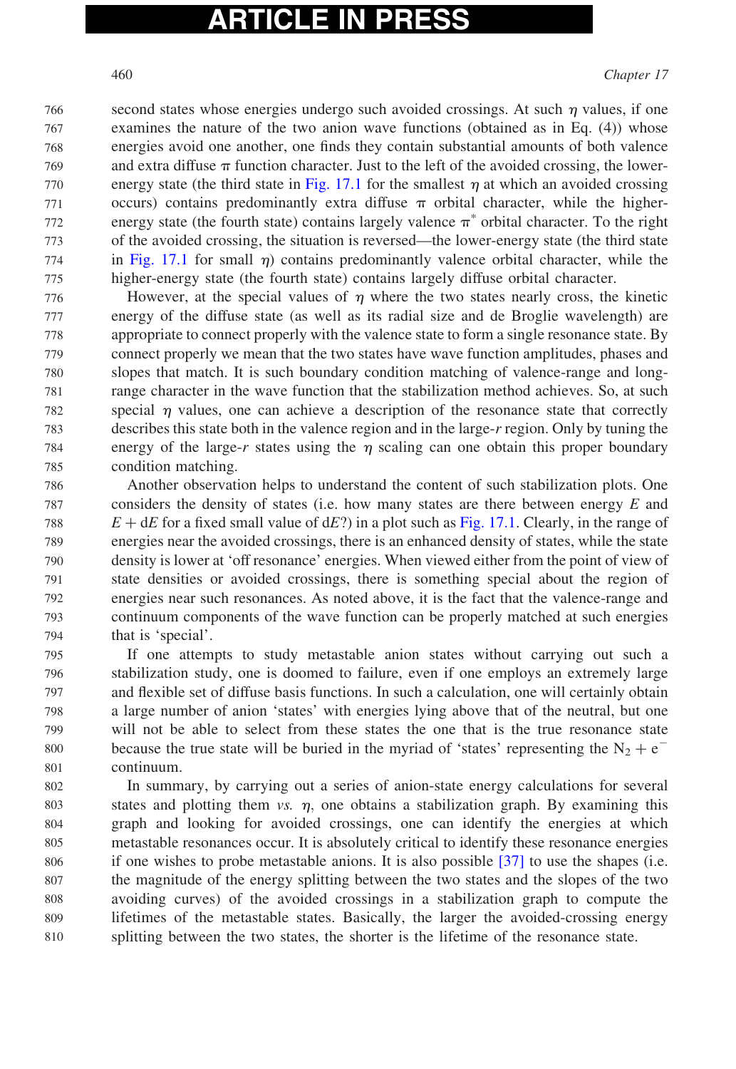second states whose energies undergo such avoided crossings. At such $\eta$ values, if one examines the nature of the two anion wave functions (obtained as in Eq. (4)) whose energies avoid one another, one finds they contain substantial amounts of both valence and extra diffuse $\pi$ function character. Just to the left of the avoided crossing, the lower-energy state (the third state in Fig. 17.1 for the smallest $\eta$ at which an avoided crossing occurs) contains predominantly extra diffuse $\pi$ orbital character, while the higher-energy state (the fourth state) contains largely valence $\pi^*$ orbital character. To the right of the avoided crossing, the situation is reversed—the lower-energy state (the third state in Fig. 17.1 for small $\eta$) contains predominantly valence orbital character, while the higher-energy state (the fourth state) contains largely diffuse orbital character.

However, at the special values of $\eta$ where the two states nearly cross, the kinetic energy of the diffuse state (as well as its radial size and de Broglie wavelength) are appropriate to connect properly with the valence state to form a single resonance state. By connect properly we mean that the two states have wave function amplitudes, phases and slopes that match. It is such boundary condition matching of valence-range and long-range character in the wave function that the stabilization method achieves. So, at such special $\eta$ values, one can achieve a description of the resonance state that correctly describes this state both in the valence region and in the large-$r$ region. Only by tuning the energy of the large-$r$ states using the $\eta$ scaling can one obtain this proper boundary condition matching.

Another observation helps to understand the content of such stabilization plots. One considers the density of states (i.e. how many states are there between energy $E$ and $E + dE$ for a fixed small value of $dE$?) in a plot such as Fig. 17.1. Clearly, in the range of energies near the avoided crossings, there is an enhanced density of states, while the state density is lower at 'off resonance' energies. When viewed either from the point of view of state densities or avoided crossings, there is something special about the region of energies near such resonances. As noted above, it is the fact that the valence-range and continuum components of the wave function can be properly matched at such energies that is 'special'.

If one attempts to study metastable anion states without carrying out such a stabilization study, one is doomed to failure, even if one employs an extremely large and flexible set of diffuse basis functions. In such a calculation, one will certainly obtain a large number of anion 'states' with energies lying above that of the neutral, but one will not be able to select from these states the one that is the true resonance state because the true state will be buried in the myriad of 'states' representing the $N_2 + e^-$ continuum.

In summary, by carrying out a series of anion-state energy calculations for several states and plotting them *vs.* $\eta$, one obtains a stabilization graph. By examining this graph and looking for avoided crossings, one can identify the energies at which metastable resonances occur. It is absolutely critical to identify these resonance energies if one wishes to probe metastable anions. It is also possible [37] to use the shapes (i.e. the magnitude of the energy splitting between the two states and the slopes of the two avoiding curves) of the avoided crossings in a stabilization graph to compute the lifetimes of the metastable states. Basically, the larger the avoided-crossing energy splitting between the two states, the shorter is the lifetime of the resonance state.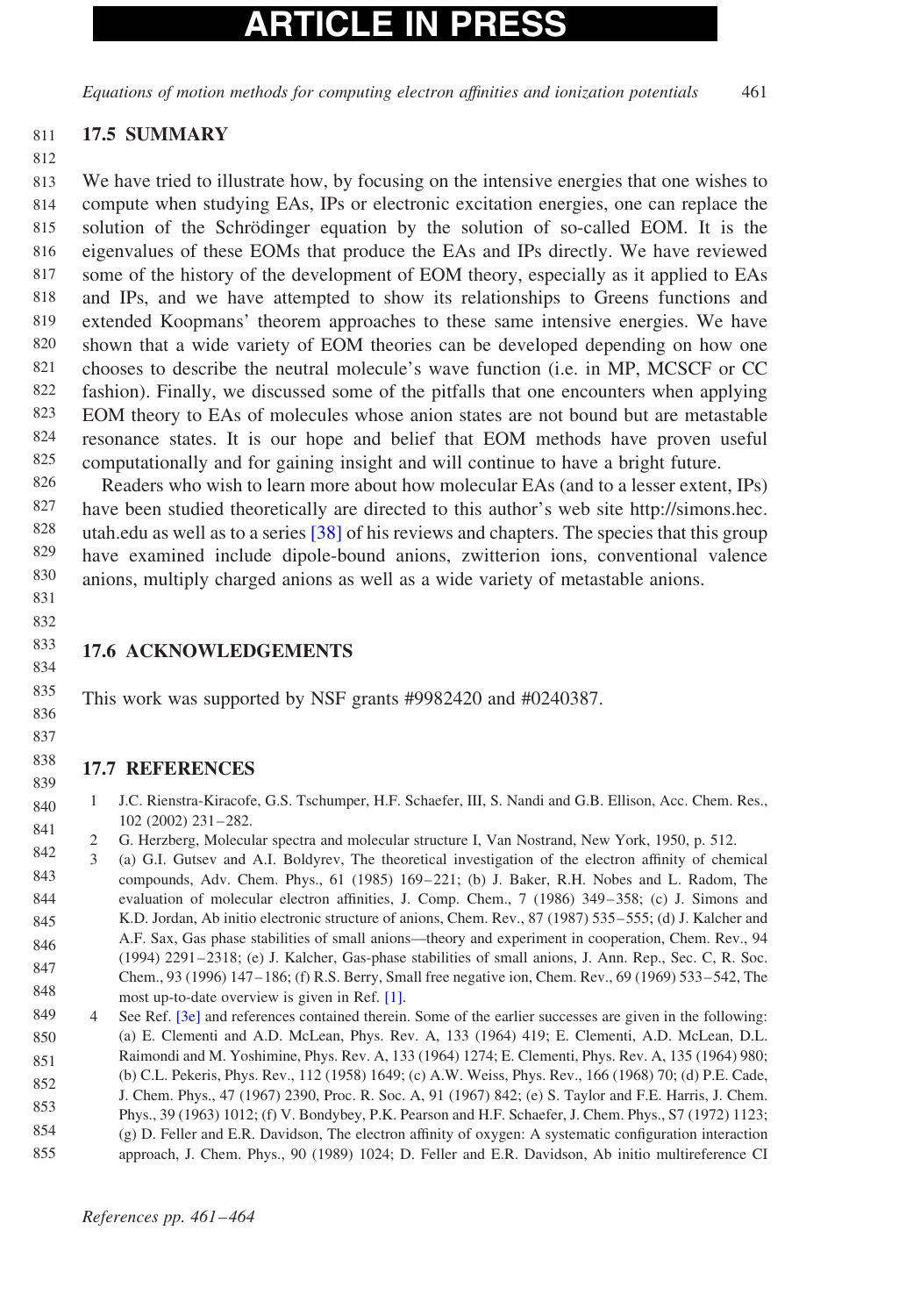## 17.5 SUMMARY

We have tried to illustrate how, by focusing on the intensive energies that one wishes to compute when studying EAs, IPs or electronic excitation energies, one can replace the solution of the Schrödinger equation by the solution of so-called EOM. It is the eigenvalues of these EOMs that produce the EAs and IPs directly. We have reviewed some of the history of the development of EOM theory, especially as it applied to EAs and IPs, and we have attempted to show its relationships to Greens functions and extended Koopmans' theorem approaches to these same intensive energies. We have shown that a wide variety of EOM theories can be developed depending on how one chooses to describe the neutral molecule's wave function (i.e. in MP, MCSCF or CC fashion). Finally, we discussed some of the pitfalls that one encounters when applying EOM theory to EAs of molecules whose anion states are not bound but are metastable resonance states. It is our hope and belief that EOM methods have proven useful computationally and for gaining insight and will continue to have a bright future.

Readers who wish to learn more about how molecular EAs (and to a lesser extent, IPs) have been studied theoretically are directed to this author's web site http://simons.hec.utah.edu as well as to a series [38] of his reviews and chapters. The species that this group have examined include dipole-bound anions, zwitterion ions, conventional valence anions, multiply charged anions as well as a wide variety of metastable anions.

## 17.6 ACKNOWLEDGEMENTS

This work was supported by NSF grants #9982420 and #0240387.

## 17.7 REFERENCES

1. J.C. Rienstra-Kiracofe, G.S. Tschumper, H.F. Schaefer, III, S. Nandi and G.B. Ellison, Acc. Chem. Res., 102 (2002) 231–282.
2. G. Herzberg, Molecular spectra and molecular structure I, Van Nostrand, New York, 1950, p. 512.
3. (a) G.I. Gutsev and A.I. Boldyrev, The theoretical investigation of the electron affinity of chemical compounds, Adv. Chem. Phys., 61 (1985) 169–221; (b) J. Baker, R.H. Nobes and L. Radom, The evaluation of molecular electron affinities, J. Comp. Chem., 7 (1986) 349–358; (c) J. Simons and K.D. Jordan, Ab initio electronic structure of anions, Chem. Rev., 87 (1987) 535–555; (d) J. Kalcher and A.F. Sax, Gas phase stabilities of small anions—theory and experiment in cooperation, Chem. Rev., 94 (1994) 2291–2318; (e) J. Kalcher, Gas-phase stabilities of small anions, J. Ann. Rep., Sec. C, R. Soc. Chem., 93 (1996) 147–186; (f) R.S. Berry, Small free negative ion, Chem. Rev., 69 (1969) 533–542, The most up-to-date overview is given in Ref. [1].
4. See Ref. [3e] and references contained therein. Some of the earlier successes are given in the following: (a) E. Clementi and A.D. McLean, Phys. Rev. A, 133 (1964) 419; E. Clementi, A.D. McLean, D.L. Raimondi and M. Yoshimine, Phys. Rev. A, 133 (1964) 1274; E. Clementi, Phys. Rev. A, 135 (1964) 980; (b) C.L. Pekeris, Phys. Rev., 112 (1958) 1649; (c) A.W. Weiss, Phys. Rev., 166 (1968) 70; (d) P.E. Cade, J. Chem. Phys., 47 (1967) 2390, Proc. R. Soc. A, 91 (1967) 842; (e) S. Taylor and F.E. Harris, J. Chem. Phys., 39 (1963) 1012; (f) V. Bondybey, P.K. Pearson and H.F. Schaefer, J. Chem. Phys., S7 (1972) 1123; (g) D. Feller and E.R. Davidson, The electron affinity of oxygen: A systematic configuration interaction approach, J. Chem. Phys., 90 (1989) 1024; D. Feller and E.R. Davidson, Ab initio multireference CI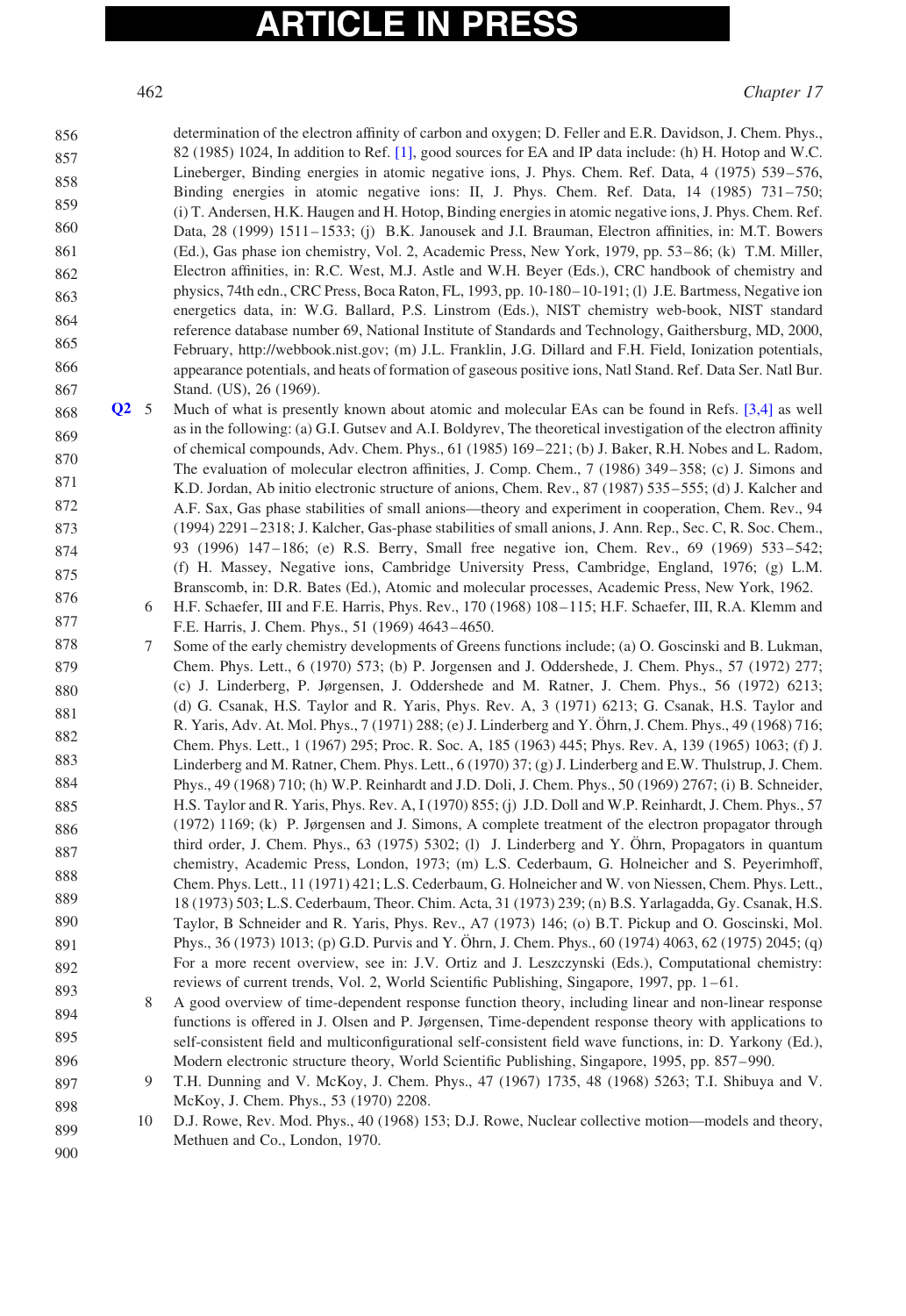determination of the electron affinity of carbon and oxygen; D. Feller and E.R. Davidson, J. Chem. Phys., 82 (1985) 1024, In addition to Ref. [1], good sources for EA and IP data include: (h) H. Hotop and W.C. Lineberger, Binding energies in atomic negative ions, J. Phys. Chem. Ref. Data, 4 (1975) 539–576, Binding energies in atomic negative ions: II, J. Phys. Chem. Ref. Data, 14 (1985) 731–750; (i) T. Andersen, H.K. Haugen and H. Hotop, Binding energies in atomic negative ions, J. Phys. Chem. Ref. Data, 28 (1999) 1511–1533; (j) B.K. Janousek and J.I. Brauman, Electron affinities, in: M.T. Bowers (Ed.), Gas phase ion chemistry, Vol. 2, Academic Press, New York, 1979, pp. 53–86; (k) T.M. Miller, Electron affinities, in: R.C. West, M.J. Astle and W.H. Beyer (Eds.), CRC handbook of chemistry and physics, 74th edn., CRC Press, Boca Raton, FL, 1993, pp. 10-180–10-191; (l) J.E. Bartmess, Negative ion energetics data, in: W.G. Ballard, P.S. Linstrom (Eds.), NIST chemistry web-book, NIST standard reference database number 69, National Institute of Standards and Technology, Gaithersburg, MD, 2000, February, http://webbook.nist.gov; (m) J.L. Franklin, J.G. Dillard and F.H. Field, Ionization potentials, appearance potentials, and heats of formation of gaseous positive ions, Natl Stand. Ref. Data Ser. Natl Bur. Stand. (US), 26 (1969).

5 Much of what is presently known about atomic and molecular EAs can be found in Refs. [3,4] as well as in the following: (a) G.I. Gutsev and A.I. Boldyrev, The theoretical investigation of the electron affinity of chemical compounds, Adv. Chem. Phys., 61 (1985) 169–221; (b) J. Baker, R.H. Nobes and L. Radom, The evaluation of molecular electron affinities, J. Comp. Chem., 7 (1986) 349–358; (c) J. Simons and K.D. Jordan, Ab initio electronic structure of anions, Chem. Rev., 87 (1987) 535–555; (d) J. Kalcher and A.F. Sax, Gas phase stabilities of small anions—theory and experiment in cooperation, Chem. Rev., 94 (1994) 2291–2318; J. Kalcher, Gas-phase stabilities of small anions, J. Ann. Rep., Sec. C, R. Soc. Chem., 93 (1996) 147–186; (e) R.S. Berry, Small free negative ion, Chem. Rev., 69 (1969) 533–542; (f) H. Massey, Negative ions, Cambridge University Press, Cambridge, England, 1976; (g) L.M. Branscomb, in: D.R. Bates (Ed.), Atomic and molecular processes, Academic Press, New York, 1962.

6 H.F. Schaefer, III and F.E. Harris, Phys. Rev., 170 (1968) 108–115; H.F. Schaefer, III, R.A. Klemm and F.E. Harris, J. Chem. Phys., 51 (1969) 4643–4650.

7 Some of the early chemistry developments of Greens functions include; (a) O. Goscinski and B. Lukman, Chem. Phys. Lett., 6 (1970) 573; (b) P. Jorgensen and J. Oddershede, J. Chem. Phys., 57 (1972) 277; (c) J. Linderberg, P. Jørgensen, J. Oddershede and M. Ratner, J. Chem. Phys., 56 (1972) 6213; (d) G. Csanak, H.S. Taylor and R. Yaris, Phys. Rev. A, 3 (1971) 6213; G. Csanak, H.S. Taylor and R. Yaris, Adv. At. Mol. Phys., 7 (1971) 288; (e) J. Linderberg and Y. Öhrn, J. Chem. Phys., 49 (1968) 716; Chem. Phys. Lett., 1 (1967) 295; Proc. R. Soc. A, 185 (1963) 445; Phys. Rev. A, 139 (1965) 1063; (f) J. Linderberg and M. Ratner, Chem. Phys. Lett., 6 (1970) 37; (g) J. Linderberg and E.W. Thulstrup, J. Chem. Phys., 49 (1968) 710; (h) W.P. Reinhardt and J.D. Doli, J. Chem. Phys., 50 (1969) 2767; (i) B. Schneider, H.S. Taylor and R. Yaris, Phys. Rev. A, I (1970) 855; (j) J.D. Doll and W.P. Reinhardt, J. Chem. Phys., 57 (1972) 1169; (k) P. Jørgensen and J. Simons, A complete treatment of the electron propagator through third order, J. Chem. Phys., 63 (1975) 5302; (l) J. Linderberg and Y. Öhrn, Propagators in quantum chemistry, Academic Press, London, 1973; (m) L.S. Cederbaum, G. Holneicher and S. Peyerimhoff, Chem. Phys. Lett., 11 (1971) 421; L.S. Cederbaum, G. Holneicher and W. von Niessen, Chem. Phys. Lett., 18 (1973) 503; L.S. Cederbaum, Theor. Chim. Acta, 31 (1973) 239; (n) B.S. Yarlagadda, Gy. Csanak, H.S. Taylor, B Schneider and R. Yaris, Phys. Rev., A7 (1973) 146; (o) B.T. Pickup and O. Goscinski, Mol. Phys., 36 (1973) 1013; (p) G.D. Purvis and Y. Öhrn, J. Chem. Phys., 60 (1974) 4063, 62 (1975) 2045; (q) For a more recent overview, see in: J.V. Ortiz and J. Leszczynski (Eds.), Computational chemistry: reviews of current trends, Vol. 2, World Scientific Publishing, Singapore, 1997, pp. 1–61.

8 A good overview of time-dependent response function theory, including linear and non-linear response functions is offered in J. Olsen and P. Jørgensen, Time-dependent response theory with applications to self-consistent field and multiconfigurational self-consistent field wave functions, in: D. Yarkony (Ed.), Modern electronic structure theory, World Scientific Publishing, Singapore, 1995, pp. 857–990.

9 T.H. Dunning and V. McKoy, J. Chem. Phys., 47 (1967) 1735, 48 (1968) 5263; T.I. Shibuya and V. McKoy, J. Chem. Phys., 53 (1970) 2208.

10 D.J. Rowe, Rev. Mod. Phys., 40 (1968) 153; D.J. Rowe, Nuclear collective motion—models and theory, Methuen and Co., London, 1970.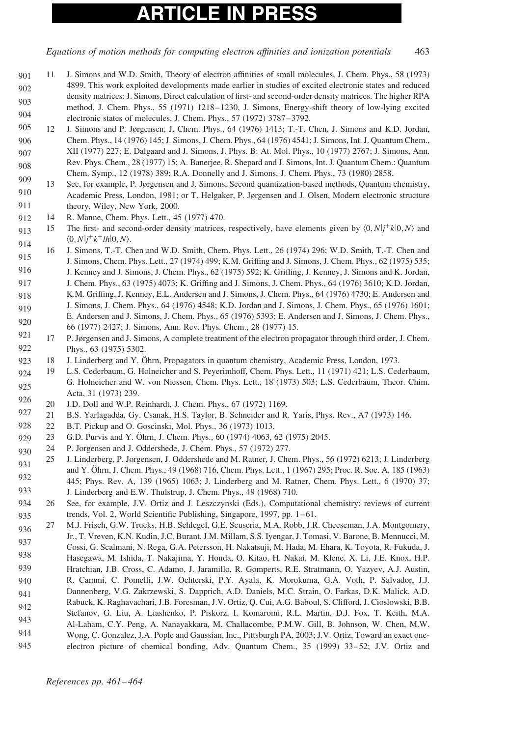11 J. Simons and W.D. Smith, Theory of electron affinities of small molecules, J. Chem. Phys., 58 (1973) 4899. This work exploited developments made earlier in studies of excited electronic states and reduced density matrices: J. Simons, Direct calculation of first- and second-order density matrices. The higher RPA method, J. Chem. Phys., 55 (1971) 1218–1230, J. Simons, Energy-shift theory of low-lying excited electronic states of molecules, J. Chem. Phys., 57 (1972) 3787–3792.

12 J. Simons and P. Jørgensen, J. Chem. Phys., 64 (1976) 1413; T.-T. Chen, J. Simons and K.D. Jordan, Chem. Phys., 14 (1976) 145; J. Simons, J. Chem. Phys., 64 (1976) 4541; J. Simons, Int. J. Quantum Chem., XII (1977) 227; E. Dalgaard and J. Simons, J. Phys. B: At. Mol. Phys., 10 (1977) 2767; J. Simons, Ann. Rev. Phys. Chem., 28 (1977) 15; A. Banerjee, R. Shepard and J. Simons, Int. J. Quantum Chem.: Quantum Chem. Symp., 12 (1978) 389; R.A. Donnelly and J. Simons, J. Chem. Phys., 73 (1980) 2858.

13 See, for example, P. Jørgensen and J. Simons, Second quantization-based methods, Quantum chemistry, Academic Press, London, 1981; or T. Helgaker, P. Jørgensen and J. Olsen, Modern electronic structure theory, Wiley, New York, 2000.

14 R. Manne, Chem. Phys. Lett., 45 (1977) 470.

15 The first- and second-order density matrices, respectively, have elements given by $\langle 0, N|j^+k|0, N\rangle$ and $\langle 0, N|j^+k^+lh|0, N\rangle$.

16 J. Simons, T.-T. Chen and W.D. Smith, Chem. Phys. Lett., 26 (1974) 296; W.D. Smith, T.-T. Chen and J. Simons, Chem. Phys. Lett., 27 (1974) 499; K.M. Griffing and J. Simons, J. Chem. Phys., 62 (1975) 535; J. Kenney and J. Simons, J. Chem. Phys., 62 (1975) 592; K. Griffing, J. Kenney, J. Simons and K. Jordan, J. Chem. Phys., 63 (1975) 4073; K. Griffing and J. Simons, J. Chem. Phys., 64 (1976) 3610; K.D. Jordan, K.M. Griffing, J. Kenney, E.L. Andersen and J. Simons, J. Chem. Phys., 64 (1976) 4730; E. Andersen and J. Simons, J. Chem. Phys., 64 (1976) 4548; K.D. Jordan and J. Simons, J. Chem. Phys., 65 (1976) 1601; E. Andersen and J. Simons, J. Chem. Phys., 65 (1976) 5393; E. Andersen and J. Simons, J. Chem. Phys., 66 (1977) 2427; J. Simons, Ann. Rev. Phys. Chem., 28 (1977) 15.

17 P. Jørgensen and J. Simons, A complete treatment of the electron propagator through third order, J. Chem. Phys., 63 (1975) 5302.

18 J. Linderberg and Y. Öhrn, Propagators in quantum chemistry, Academic Press, London, 1973.

19 L.S. Cederbaum, G. Holneicher and S. Peyerimhoff, Chem. Phys. Lett., 11 (1971) 421; L.S. Cederbaum, G. Holneicher and W. von Niessen, Chem. Phys. Lett., 18 (1973) 503; L.S. Cederbaum, Theor. Chim. Acta, 31 (1973) 239.

20 J.D. Doll and W.P. Reinhardt, J. Chem. Phys., 67 (1972) 1169.

21 B.S. Yarlagadda, Gy. Csanak, H.S. Taylor, B. Schneider and R. Yaris, Phys. Rev., A7 (1973) 146.

22 B.T. Pickup and O. Goscinski, Mol. Phys., 36 (1973) 1013.

23 G.D. Purvis and Y. Öhrn, J. Chem. Phys., 60 (1974) 4063, 62 (1975) 2045.

24 P. Jorgensen and J. Oddershede, J. Chem. Phys., 57 (1972) 277.

25 J. Linderberg, P. Jorgensen, J. Oddershede and M. Ratner, J. Chem. Phys., 56 (1972) 6213; J. Linderberg and Y. Öhrn, J. Chem. Phys., 49 (1968) 716, Chem. Phys. Lett., 1 (1967) 295; Proc. R. Soc. A, 185 (1963) 445; Phys. Rev. A, 139 (1965) 1063; J. Linderberg and M. Ratner, Chem. Phys. Lett., 6 (1970) 37; J. Linderberg and E.W. Thulstrup, J. Chem. Phys., 49 (1968) 710.

26 See, for example, J.V. Ortiz and J. Leszczynski (Eds.), Computational chemistry: reviews of current trends, Vol. 2, World Scientific Publishing, Singapore, 1997, pp. 1–61.

27 M.J. Frisch, G.W. Trucks, H.B. Schlegel, G.E. Scuseria, M.A. Robb, J.R. Cheeseman, J.A. Montgomery, Jr., T. Vreven, K.N. Kudin, J.C. Burant, J.M. Millam, S.S. Iyengar, J. Tomasi, V. Barone, B. Mennucci, M. Cossi, G. Scalmani, N. Rega, G.A. Petersson, H. Nakatsuji, M. Hada, M. Ehara, K. Toyota, R. Fukuda, J. Hasegawa, M. Ishida, T. Nakajima, Y. Honda, O. Kitao, H. Nakai, M. Klene, X. Li, J.E. Knox, H.P. Hratchian, J.B. Cross, C. Adamo, J. Jaramillo, R. Gomperts, R.E. Stratmann, O. Yazyev, A.J. Austin, R. Cammi, C. Pomelli, J.W. Ochterski, P.Y. Ayala, K. Morokuma, G.A. Voth, P. Salvador, J.J. Dannenberg, V.G. Zakrzewski, S. Dapprich, A.D. Daniels, M.C. Strain, O. Farkas, D.K. Malick, A.D. Rabuck, K. Raghavachari, J.B. Foresman, J.V. Ortiz, Q. Cui, A.G. Baboul, S. Clifford, J. Cioslowski, B.B. Stefanov, G. Liu, A. Liashenko, P. Piskorz, I. Komaromi, R.L. Martin, D.J. Fox, T. Keith, M.A. Al-Laham, C.Y. Peng, A. Nanayakkara, M. Challacombe, P.M.W. Gill, B. Johnson, W. Chen, M.W. Wong, C. Gonzalez, J.A. Pople and Gaussian, Inc., Pittsburgh PA, 2003; J.V. Ortiz, Toward an exact one-electron picture of chemical bonding, Adv. Quantum Chem., 35 (1999) 33–52; J.V. Ortiz and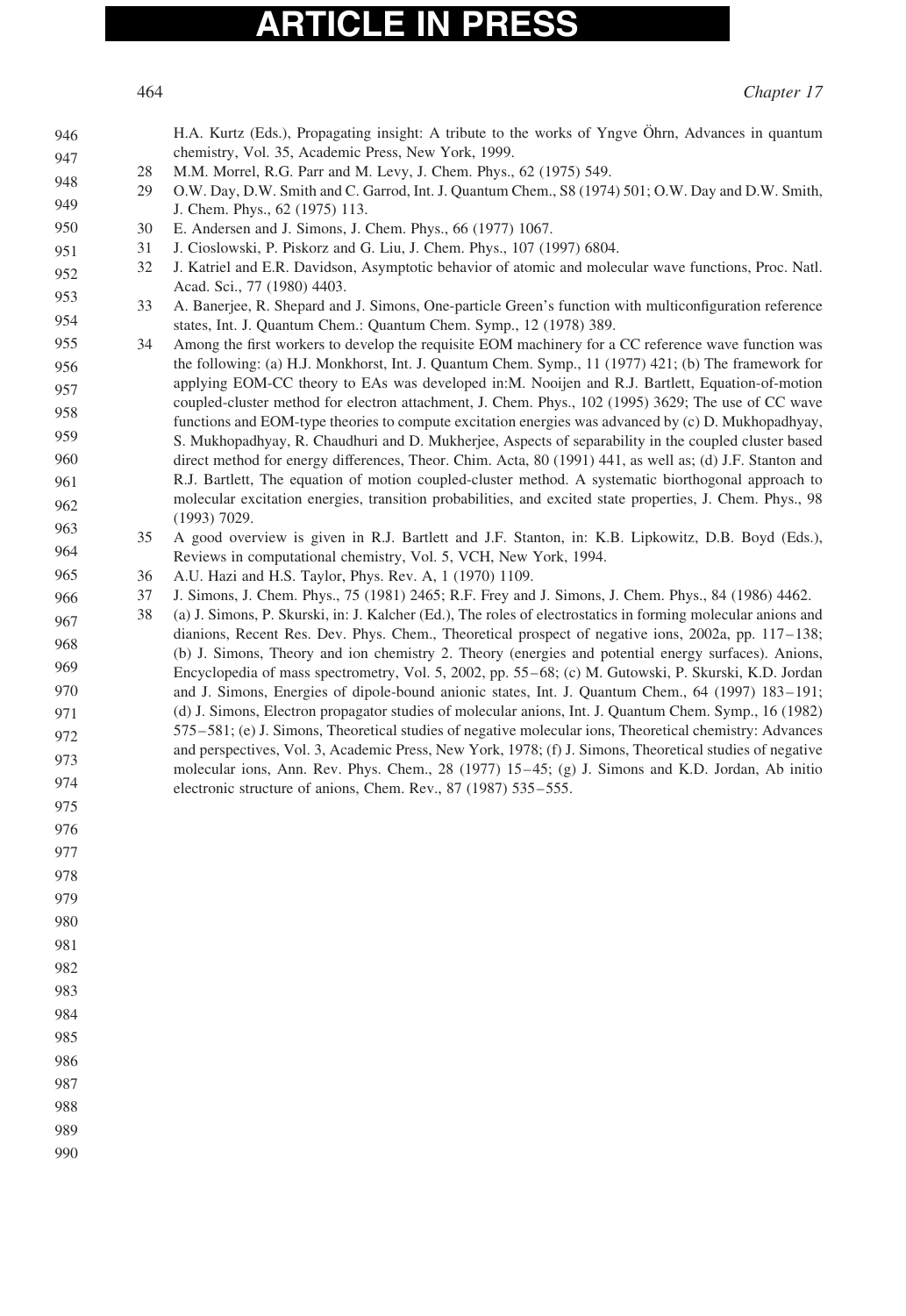H.A. Kurtz (Eds.), Propagating insight: A tribute to the works of Yngve Öhrn, Advances in quantum chemistry, Vol. 35, Academic Press, New York, 1999.

28 M.M. Morrel, R.G. Parr and M. Levy, J. Chem. Phys., 62 (1975) 549.

29 O.W. Day, D.W. Smith and C. Garrod, Int. J. Quantum Chem., S8 (1974) 501; O.W. Day and D.W. Smith, J. Chem. Phys., 62 (1975) 113.

30 E. Andersen and J. Simons, J. Chem. Phys., 66 (1977) 1067.

31 J. Cioslowski, P. Piskorz and G. Liu, J. Chem. Phys., 107 (1997) 6804.

32 J. Katriel and E.R. Davidson, Asymptotic behavior of atomic and molecular wave functions, Proc. Natl. Acad. Sci., 77 (1980) 4403.

33 A. Banerjee, R. Shepard and J. Simons, One-particle Green's function with multiconfiguration reference states, Int. J. Quantum Chem.: Quantum Chem. Symp., 12 (1978) 389.

34 Among the first workers to develop the requisite EOM machinery for a CC reference wave function was the following: (a) H.J. Monkhorst, Int. J. Quantum Chem. Symp., 11 (1977) 421; (b) The framework for applying EOM-CC theory to EAs was developed in:M. Nooijen and R.J. Bartlett, Equation-of-motion coupled-cluster method for electron attachment, J. Chem. Phys., 102 (1995) 3629; The use of CC wave functions and EOM-type theories to compute excitation energies was advanced by (c) D. Mukhopadhyay, S. Mukhopadhyay, R. Chaudhuri and D. Mukherjee, Aspects of separability in the coupled cluster based direct method for energy differences, Theor. Chim. Acta, 80 (1991) 441, as well as; (d) J.F. Stanton and R.J. Bartlett, The equation of motion coupled-cluster method. A systematic biorthogonal approach to molecular excitation energies, transition probabilities, and excited state properties, J. Chem. Phys., 98 (1993) 7029.

35 A good overview is given in R.J. Bartlett and J.F. Stanton, in: K.B. Lipkowitz, D.B. Boyd (Eds.), Reviews in computational chemistry, Vol. 5, VCH, New York, 1994.

36 A.U. Hazi and H.S. Taylor, Phys. Rev. A, 1 (1970) 1109.

37 J. Simons, J. Chem. Phys., 75 (1981) 2465; R.F. Frey and J. Simons, J. Chem. Phys., 84 (1986) 4462.

38 (a) J. Simons, P. Skurski, in: J. Kalcher (Ed.), The roles of electrostatics in forming molecular anions and dianions, Recent Res. Dev. Phys. Chem., Theoretical prospect of negative ions, 2002a, pp. 117–138; (b) J. Simons, Theory and ion chemistry 2. Theory (energies and potential energy surfaces). Anions, Encyclopedia of mass spectrometry, Vol. 5, 2002, pp. 55–68; (c) M. Gutowski, P. Skurski, K.D. Jordan and J. Simons, Energies of dipole-bound anionic states, Int. J. Quantum Chem., 64 (1997) 183–191; (d) J. Simons, Electron propagator studies of molecular anions, Int. J. Quantum Chem. Symp., 16 (1982) 575–581; (e) J. Simons, Theoretical studies of negative molecular ions, Theoretical chemistry: Advances and perspectives, Vol. 3, Academic Press, New York, 1978; (f) J. Simons, Theoretical studies of negative molecular ions, Ann. Rev. Phys. Chem., 28 (1977) 15–45; (g) J. Simons and K.D. Jordan, Ab initio electronic structure of anions, Chem. Rev., 87 (1987) 535–555.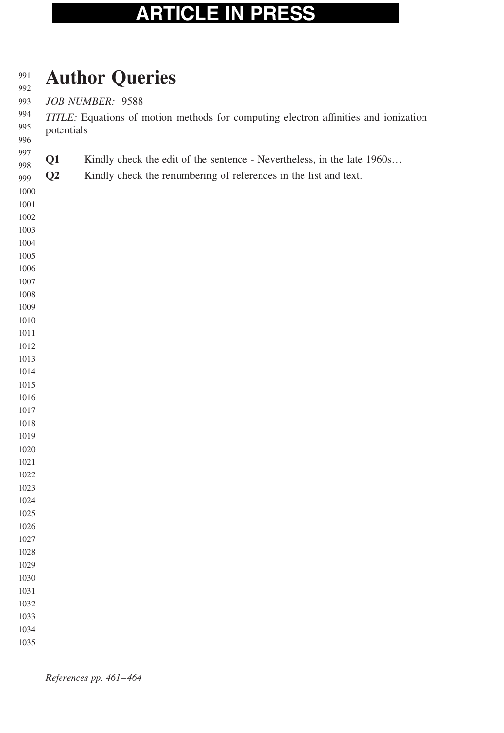# Author Queries

*JOB NUMBER:* 9588

*TITLE:* Equations of motion methods for computing electron affinities and ionization potentials

**Q1** Kindly check the edit of the sentence - Nevertheless, in the late 1960s…

**Q2** Kindly check the renumbering of references in the list and text.